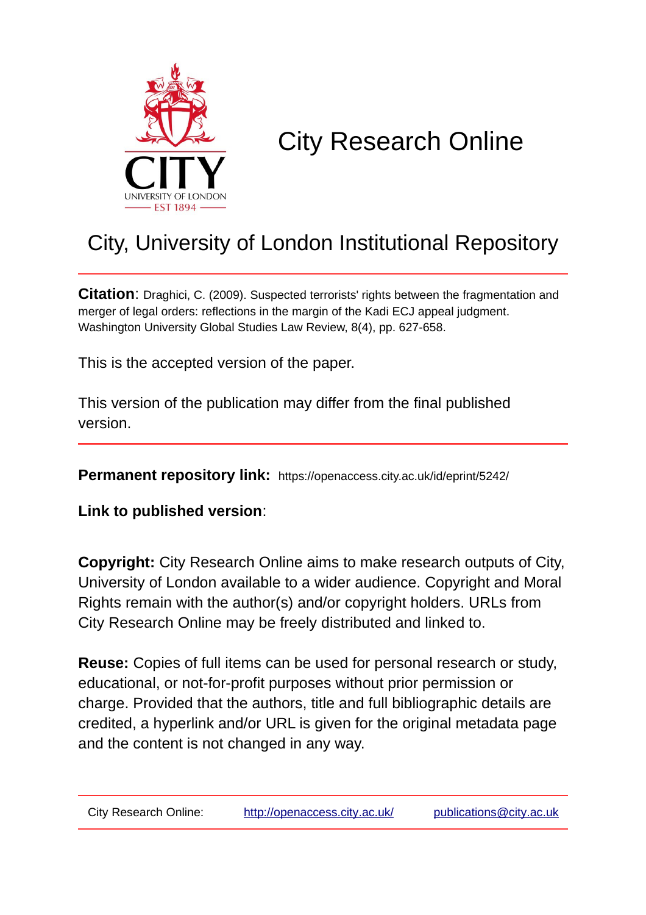# City Research Online

## City, University of London Institutional Repository

**Citation**: Draghici, C. (2009). Suspected terrorists' rights between the fragmentation and merger of legal orders: reflections in the margin of the Kadi ECJ appeal judgment. Washington University Global Studies Law Review, 8(4), pp. 627-658.

This is the accepted version of the paper.

This version of the publication may differ from the final published version.

**Permanent repository link:** https://openaccess.city.ac.uk/id/eprint/5242/

**Link to published version**:

**Copyright:** City Research Online aims to make research outputs of City, University of London available to a wider audience. Copyright and Moral Rights remain with the author(s) and/or copyright holders. URLs from City Research Online may be freely distributed and linked to.

**Reuse:** Copies of full items can be used for personal research or study, educational, or not-for-profit purposes without prior permission or charge. Provided that the authors, title and full bibliographic details are credited, a hyperlink and/or URL is given for the original metadata page and the content is not changed in any way.

City Research Online: http://openaccess.city.ac.uk/ publications@city.ac.uk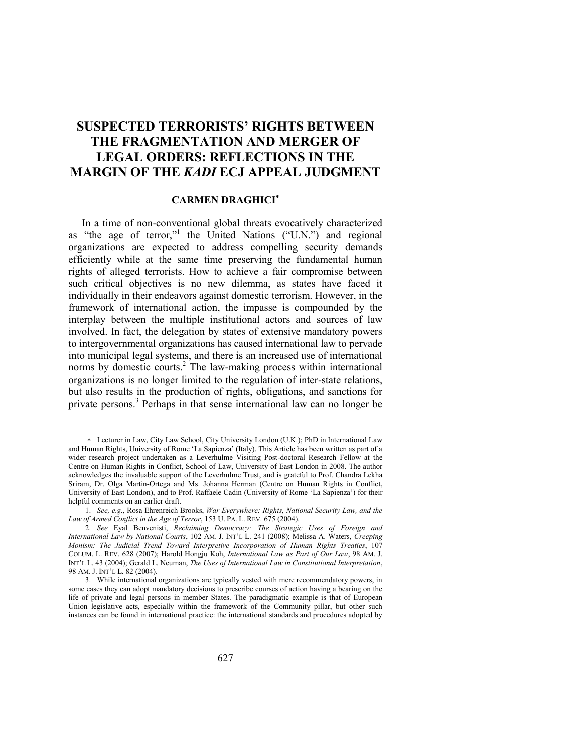# SUSPECTED TERRORISTS' RIGHTS BETWEEN THE FRAGMENTATION AND MERGER OF LEGAL ORDERS: REFLECTIONS IN THE MARGIN OF THE *KADI* ECJ APPEAL JUDGMENT

**CARMEN DRAGHICI**[*]

In a time of non-conventional global threats evocatively characterized as "the age of terror,"[1] the United Nations ("U.N.") and regional organizations are expected to address compelling security demands efficiently while at the same time preserving the fundamental human rights of alleged terrorists. How to achieve a fair compromise between such critical objectives is no new dilemma, as states have faced it individually in their endeavors against domestic terrorism. However, in the framework of international action, the impasse is compounded by the interplay between the multiple institutional actors and sources of law involved. In fact, the delegation by states of extensive mandatory powers to intergovernmental organizations has caused international law to pervade into municipal legal systems, and there is an increased use of international norms by domestic courts.[2] The law-making process within international organizations is no longer limited to the regulation of inter-state relations, but also results in the production of rights, obligations, and sanctions for private persons.[3] Perhaps in that sense international law can no longer be

---

[*] Lecturer in Law, City Law School, City University London (U.K.); PhD in International Law and Human Rights, University of Rome 'La Sapienza' (Italy). This Article has been written as part of a wider research project undertaken as a Leverhulme Visiting Post-doctoral Research Fellow at the Centre on Human Rights in Conflict, School of Law, University of East London in 2008. The author acknowledges the invaluable support of the Leverhulme Trust, and is grateful to Prof. Chandra Lekha Sriram, Dr. Olga Martin-Ortega and Ms. Johanna Herman (Centre on Human Rights in Conflict, University of East London), and to Prof. Raffaele Cadin (University of Rome 'La Sapienza') for their helpful comments on an earlier draft.

1. *See, e.g.*, Rosa Ehrenreich Brooks, *War Everywhere: Rights, National Security Law, and the Law of Armed Conflict in the Age of Terror*, 153 U. PA. L. REV. 675 (2004).

2. *See* Eyal Benvenisti, *Reclaiming Democracy: The Strategic Uses of Foreign and International Law by National Courts*, 102 AM. J. INT'L L. 241 (2008); Melissa A. Waters, *Creeping Monism: The Judicial Trend Toward Interpretive Incorporation of Human Rights Treaties*, 107 COLUM. L. REV. 628 (2007); Harold Hongju Koh, *International Law as Part of Our Law*, 98 AM. J. INT'L L. 43 (2004); Gerald L. Neuman, *The Uses of International Law in Constitutional Interpretation*, 98 AM. J. INT'L L. 82 (2004).

3. While international organizations are typically vested with mere recommendatory powers, in some cases they can adopt mandatory decisions to prescribe courses of action having a bearing on the life of private and legal persons in member States. The paradigmatic example is that of European Union legislative acts, especially within the framework of the Community pillar, but other such instances can be found in international practice: the international standards and procedures adopted by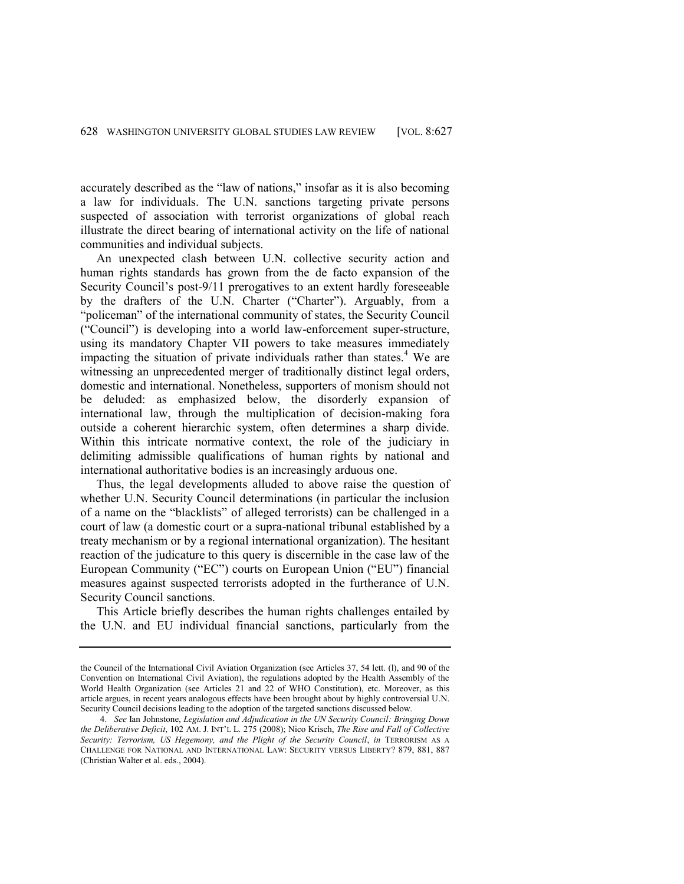accurately described as the "law of nations," insofar as it is also becoming a law for individuals. The U.N. sanctions targeting private persons suspected of association with terrorist organizations of global reach illustrate the direct bearing of international activity on the life of national communities and individual subjects.

An unexpected clash between U.N. collective security action and human rights standards has grown from the de facto expansion of the Security Council's post-9/11 prerogatives to an extent hardly foreseeable by the drafters of the U.N. Charter ("Charter"). Arguably, from a "policeman" of the international community of states, the Security Council ("Council") is developing into a world law-enforcement super-structure, using its mandatory Chapter VII powers to take measures immediately impacting the situation of private individuals rather than states.[4] We are witnessing an unprecedented merger of traditionally distinct legal orders, domestic and international. Nonetheless, supporters of monism should not be deluded: as emphasized below, the disorderly expansion of international law, through the multiplication of decision-making fora outside a coherent hierarchic system, often determines a sharp divide. Within this intricate normative context, the role of the judiciary in delimiting admissible qualifications of human rights by national and international authoritative bodies is an increasingly arduous one.

Thus, the legal developments alluded to above raise the question of whether U.N. Security Council determinations (in particular the inclusion of a name on the "blacklists" of alleged terrorists) can be challenged in a court of law (a domestic court or a supra-national tribunal established by a treaty mechanism or by a regional international organization). The hesitant reaction of the judicature to this query is discernible in the case law of the European Community ("EC") courts on European Union ("EU") financial measures against suspected terrorists adopted in the furtherance of U.N. Security Council sanctions.

This Article briefly describes the human rights challenges entailed by the U.N. and EU individual financial sanctions, particularly from the

---

the Council of the International Civil Aviation Organization (see Articles 37, 54 lett. (l), and 90 of the Convention on International Civil Aviation), the regulations adopted by the Health Assembly of the World Health Organization (see Articles 21 and 22 of WHO Constitution), etc. Moreover, as this article argues, in recent years analogous effects have been brought about by highly controversial U.N. Security Council decisions leading to the adoption of the targeted sanctions discussed below.

4. *See* Ian Johnstone, *Legislation and Adjudication in the UN Security Council: Bringing Down the Deliberative Deficit*, 102 AM. J. INT'L L. 275 (2008); Nico Krisch, *The Rise and Fall of Collective Security: Terrorism, US Hegemony, and the Plight of the Security Council*, *in* TERRORISM AS A CHALLENGE FOR NATIONAL AND INTERNATIONAL LAW: SECURITY VERSUS LIBERTY? 879, 881, 887 (Christian Walter et al. eds., 2004).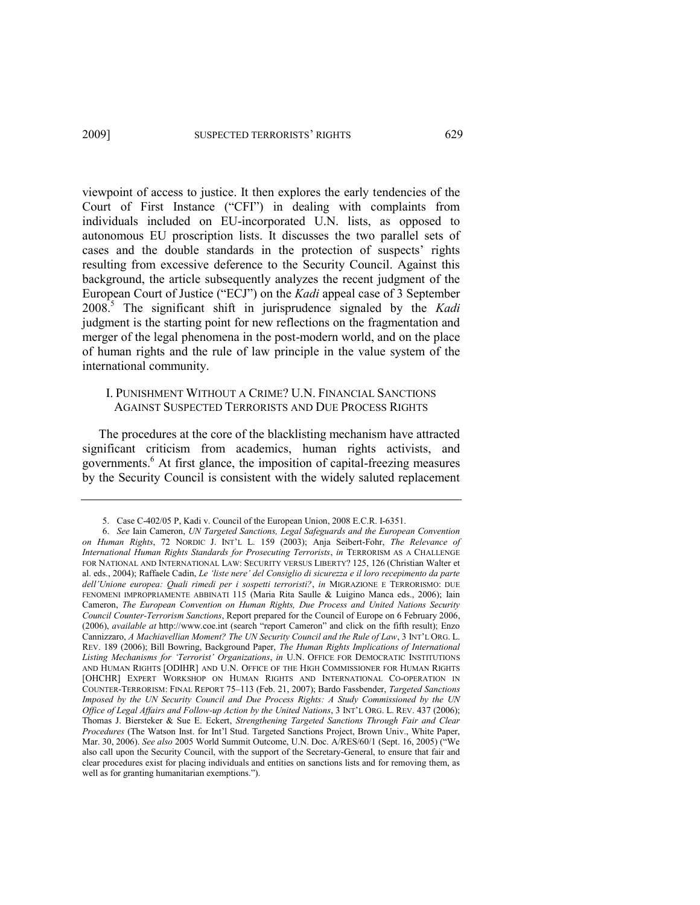viewpoint of access to justice. It then explores the early tendencies of the Court of First Instance ("CFI") in dealing with complaints from individuals included on EU-incorporated U.N. lists, as opposed to autonomous EU proscription lists. It discusses the two parallel sets of cases and the double standards in the protection of suspects' rights resulting from excessive deference to the Security Council. Against this background, the article subsequently analyzes the recent judgment of the European Court of Justice ("ECJ") on the *Kadi* appeal case of 3 September 2008.[5] The significant shift in jurisprudence signaled by the *Kadi* judgment is the starting point for new reflections on the fragmentation and merger of the legal phenomena in the post-modern world, and on the place of human rights and the rule of law principle in the value system of the international community.

## I. PUNISHMENT WITHOUT A CRIME? U.N. FINANCIAL SANCTIONS AGAINST SUSPECTED TERRORISTS AND DUE PROCESS RIGHTS

The procedures at the core of the blacklisting mechanism have attracted significant criticism from academics, human rights activists, and governments.[6] At first glance, the imposition of capital-freezing measures by the Security Council is consistent with the widely saluted replacement

---

5. Case C-402/05 P, Kadi v. Council of the European Union, 2008 E.C.R. I-6351.

6. *See* Iain Cameron, *UN Targeted Sanctions, Legal Safeguards and the European Convention on Human Rights*, 72 NORDIC J. INT'L L. 159 (2003); Anja Seibert-Fohr, *The Relevance of International Human Rights Standards for Prosecuting Terrorists*, *in* TERRORISM AS A CHALLENGE FOR NATIONAL AND INTERNATIONAL LAW: SECURITY VERSUS LIBERTY? 125, 126 (Christian Walter et al. eds., 2004); Raffaele Cadin, *Le 'liste nere' del Consiglio di sicurezza e il loro recepimento da parte dell'Unione europea: Quali rimedi per i sospetti terroristi?*, *in* MIGRAZIONE E TERRORISMO: DUE FENOMENI IMPROPRIAMENTE ABBINATI 115 (Maria Rita Saulle & Luigino Manca eds., 2006); Iain Cameron, *The European Convention on Human Rights, Due Process and United Nations Security Council Counter-Terrorism Sanctions*, Report prepared for the Council of Europe on 6 February 2006, (2006), *available at* http://www.coe.int (search "report Cameron" and click on the fifth result); Enzo Cannizzaro, *A Machiavellian Moment? The UN Security Council and the Rule of Law*, 3 INT'L ORG. L. REV. 189 (2006); Bill Bowring, Background Paper, *The Human Rights Implications of International Listing Mechanisms for 'Terrorist' Organizations*, *in* U.N. OFFICE FOR DEMOCRATIC INSTITUTIONS AND HUMAN RIGHTS [ODIHR] AND U.N. OFFICE OF THE HIGH COMMISSIONER FOR HUMAN RIGHTS [OHCHR] EXPERT WORKSHOP ON HUMAN RIGHTS AND INTERNATIONAL CO-OPERATION IN COUNTER-TERRORISM: FINAL REPORT 75–113 (Feb. 21, 2007); Bardo Fassbender, *Targeted Sanctions Imposed by the UN Security Council and Due Process Rights: A Study Commissioned by the UN Office of Legal Affairs and Follow-up Action by the United Nations*, 3 INT'L ORG. L. REV. 437 (2006); Thomas J. Biersteker & Sue E. Eckert, *Strengthening Targeted Sanctions Through Fair and Clear Procedures* (The Watson Inst. for Int'l Stud. Targeted Sanctions Project, Brown Univ., White Paper, Mar. 30, 2006). *See also* 2005 World Summit Outcome, U.N. Doc. A/RES/60/1 (Sept. 16, 2005) ("We also call upon the Security Council, with the support of the Secretary-General, to ensure that fair and clear procedures exist for placing individuals and entities on sanctions lists and for removing them, as well as for granting humanitarian exemptions.").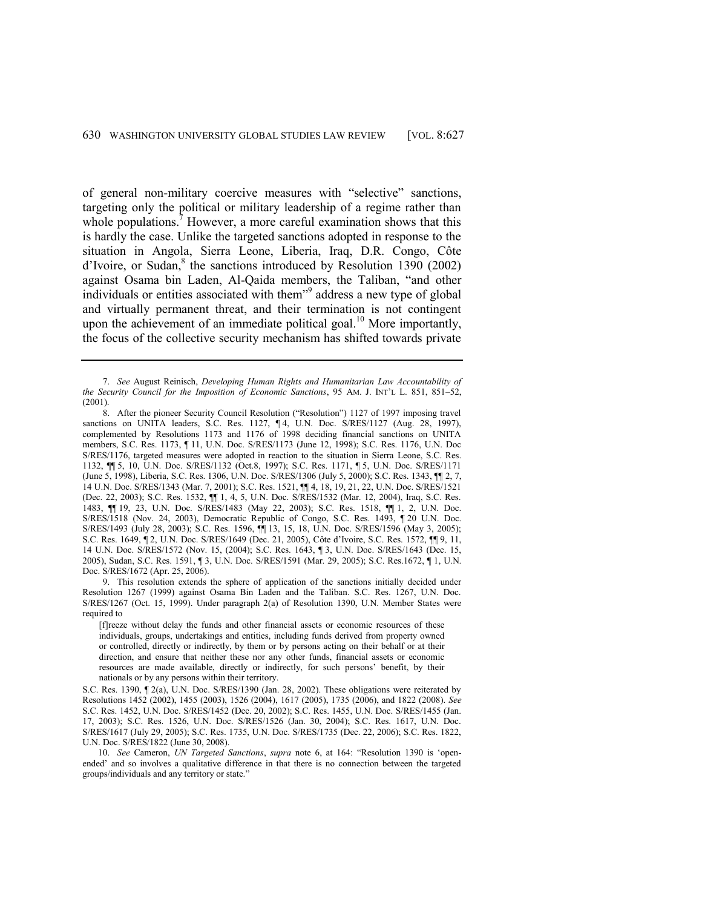of general non-military coercive measures with "selective" sanctions, targeting only the political or military leadership of a regime rather than whole populations.[7] However, a more careful examination shows that this is hardly the case. Unlike the targeted sanctions adopted in response to the situation in Angola, Sierra Leone, Liberia, Iraq, D.R. Congo, Côte d'Ivoire, or Sudan,[8] the sanctions introduced by Resolution 1390 (2002) against Osama bin Laden, Al-Qaida members, the Taliban, "and other individuals or entities associated with them"[9] address a new type of global and virtually permanent threat, and their termination is not contingent upon the achievement of an immediate political goal.[10] More importantly, the focus of the collective security mechanism has shifted towards private

---

7. *See* August Reinisch, *Developing Human Rights and Humanitarian Law Accountability of the Security Council for the Imposition of Economic Sanctions*, 95 AM. J. INT'L L. 851, 851–52, (2001).

8. After the pioneer Security Council Resolution ("Resolution") 1127 of 1997 imposing travel sanctions on UNITA leaders, S.C. Res. 1127, ¶ 4, U.N. Doc. S/RES/1127 (Aug. 28, 1997), complemented by Resolutions 1173 and 1176 of 1998 deciding financial sanctions on UNITA members, S.C. Res. 1173, ¶ 11, U.N. Doc. S/RES/1173 (June 12, 1998); S.C. Res. 1176, U.N. Doc S/RES/1176, targeted measures were adopted in reaction to the situation in Sierra Leone, S.C. Res. 1132, ¶¶ 5, 10, U.N. Doc. S/RES/1132 (Oct.8, 1997); S.C. Res. 1171, ¶ 5, U.N. Doc. S/RES/1171 (June 5, 1998), Liberia, S.C. Res. 1306, U.N. Doc. S/RES/1306 (July 5, 2000); S.C. Res. 1343, ¶¶ 2, 7, 14 U.N. Doc. S/RES/1343 (Mar. 7, 2001); S.C. Res. 1521, ¶¶ 4, 18, 19, 21, 22, U.N. Doc. S/RES/1521 (Dec. 22, 2003); S.C. Res. 1532, ¶¶ 1, 4, 5, U.N. Doc. S/RES/1532 (Mar. 12, 2004), Iraq, S.C. Res. 1483, ¶¶ 19, 23, U.N. Doc. S/RES/1483 (May 22, 2003); S.C. Res. 1518, ¶¶ 1, 2, U.N. Doc. S/RES/1518 (Nov. 24, 2003), Democratic Republic of Congo, S.C. Res. 1493, ¶ 20 U.N. Doc. S/RES/1493 (July 28, 2003); S.C. Res. 1596, ¶¶ 13, 15, 18, U.N. Doc. S/RES/1596 (May 3, 2005); S.C. Res. 1649, ¶ 2, U.N. Doc. S/RES/1649 (Dec. 21, 2005), Côte d'Ivoire, S.C. Res. 1572, ¶¶ 9, 11, 14 U.N. Doc. S/RES/1572 (Nov. 15, (2004); S.C. Res. 1643, ¶ 3, U.N. Doc. S/RES/1643 (Dec. 15, 2005), Sudan, S.C. Res. 1591, ¶ 3, U.N. Doc. S/RES/1591 (Mar. 29, 2005); S.C. Res.1672, ¶ 1, U.N. Doc. S/RES/1672 (Apr. 25, 2006).

9. This resolution extends the sphere of application of the sanctions initially decided under Resolution 1267 (1999) against Osama Bin Laden and the Taliban. S.C. Res. 1267, U.N. Doc. S/RES/1267 (Oct. 15, 1999). Under paragraph 2(a) of Resolution 1390, U.N. Member States were required to

> [f]reeze without delay the funds and other financial assets or economic resources of these individuals, groups, undertakings and entities, including funds derived from property owned or controlled, directly or indirectly, by them or by persons acting on their behalf or at their direction, and ensure that neither these nor any other funds, financial assets or economic resources are made available, directly or indirectly, for such persons' benefit, by their nationals or by any persons within their territory.

S.C. Res. 1390, ¶ 2(a), U.N. Doc. S/RES/1390 (Jan. 28, 2002). These obligations were reiterated by Resolutions 1452 (2002), 1455 (2003), 1526 (2004), 1617 (2005), 1735 (2006), and 1822 (2008). *See* S.C. Res. 1452, U.N. Doc. S/RES/1452 (Dec. 20, 2002); S.C. Res. 1455, U.N. Doc. S/RES/1455 (Jan. 17, 2003); S.C. Res. 1526, U.N. Doc. S/RES/1526 (Jan. 30, 2004); S.C. Res. 1617, U.N. Doc. S/RES/1617 (July 29, 2005); S.C. Res. 1735, U.N. Doc. S/RES/1735 (Dec. 22, 2006); S.C. Res. 1822, U.N. Doc. S/RES/1822 (June 30, 2008).

10. *See* Cameron, *UN Targeted Sanctions*, *supra* note 6, at 164: "Resolution 1390 is 'open-ended' and so involves a qualitative difference in that there is no connection between the targeted groups/individuals and any territory or state."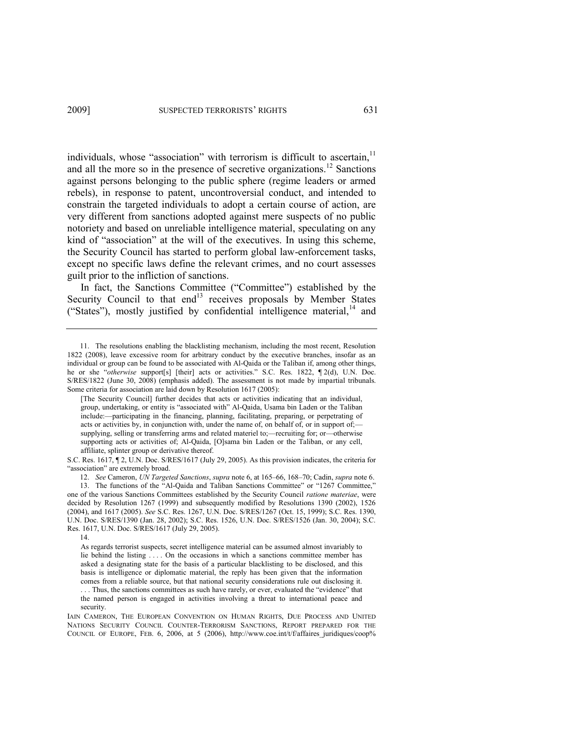individuals, whose "association" with terrorism is difficult to ascertain,[11] and all the more so in the presence of secretive organizations.[12] Sanctions against persons belonging to the public sphere (regime leaders or armed rebels), in response to patent, uncontroversial conduct, and intended to constrain the targeted individuals to adopt a certain course of action, are very different from sanctions adopted against mere suspects of no public notoriety and based on unreliable intelligence material, speculating on any kind of "association" at the will of the executives. In using this scheme, the Security Council has started to perform global law-enforcement tasks, except no specific laws define the relevant crimes, and no court assesses guilt prior to the infliction of sanctions.

In fact, the Sanctions Committee ("Committee") established by the Security Council to that end[13] receives proposals by Member States ("States"), mostly justified by confidential intelligence material,[14] and

---

11. The resolutions enabling the blacklisting mechanism, including the most recent, Resolution 1822 (2008), leave excessive room for arbitrary conduct by the executive branches, insofar as an individual or group can be found to be associated with Al-Qaida or the Taliban if, among other things, he or she "*otherwise* support[s] [their] acts or activities." S.C. Res. 1822, ¶ 2(d), U.N. Doc. S/RES/1822 (June 30, 2008) (emphasis added). The assessment is not made by impartial tribunals. Some criteria for association are laid down by Resolution 1617 (2005):

> [The Security Council] further decides that acts or activities indicating that an individual, group, undertaking, or entity is "associated with" Al-Qaida, Usama bin Laden or the Taliban include:—participating in the financing, planning, facilitating, preparing, or perpetrating of acts or activities by, in conjunction with, under the name of, on behalf of, or in support of;—supplying, selling or transferring arms and related materiel to;—recruiting for; or—otherwise supporting acts or activities of; Al-Qaida, [O]sama bin Laden or the Taliban, or any cell, affiliate, splinter group or derivative thereof.

S.C. Res. 1617, ¶ 2, U.N. Doc. S/RES/1617 (July 29, 2005). As this provision indicates, the criteria for "association" are extremely broad.

12. *See* Cameron, *UN Targeted Sanctions*, *supra* note 6, at 165–66, 168–70; Cadin, *supra* note 6.

13. The functions of the "Al-Qaida and Taliban Sanctions Committee" or "1267 Committee," one of the various Sanctions Committees established by the Security Council *ratione materiae*, were decided by Resolution 1267 (1999) and subsequently modified by Resolutions 1390 (2002), 1526 (2004), and 1617 (2005). *See* S.C. Res. 1267, U.N. Doc. S/RES/1267 (Oct. 15, 1999); S.C. Res. 1390, U.N. Doc. S/RES/1390 (Jan. 28, 2002); S.C. Res. 1526, U.N. Doc. S/RES/1526 (Jan. 30, 2004); S.C. Res. 1617, U.N. Doc. S/RES/1617 (July 29, 2005).

14.

> As regards terrorist suspects, secret intelligence material can be assumed almost invariably to lie behind the listing . . . . On the occasions in which a sanctions committee member has asked a designating state for the basis of a particular blacklisting to be disclosed, and this basis is intelligence or diplomatic material, the reply has been given that the information comes from a reliable source, but that national security considerations rule out disclosing it. . . . Thus, the sanctions committees as such have rarely, or ever, evaluated the "evidence" that the named person is engaged in activities involving a threat to international peace and security.

IAIN CAMERON, THE EUROPEAN CONVENTION ON HUMAN RIGHTS, DUE PROCESS AND UNITED NATIONS SECURITY COUNCIL COUNTER-TERRORISM SANCTIONS, REPORT PREPARED FOR THE COUNCIL OF EUROPE, FEB. 6, 2006, at 5 (2006), http://www.coe.int/t/f/affaires_juridiques/coop%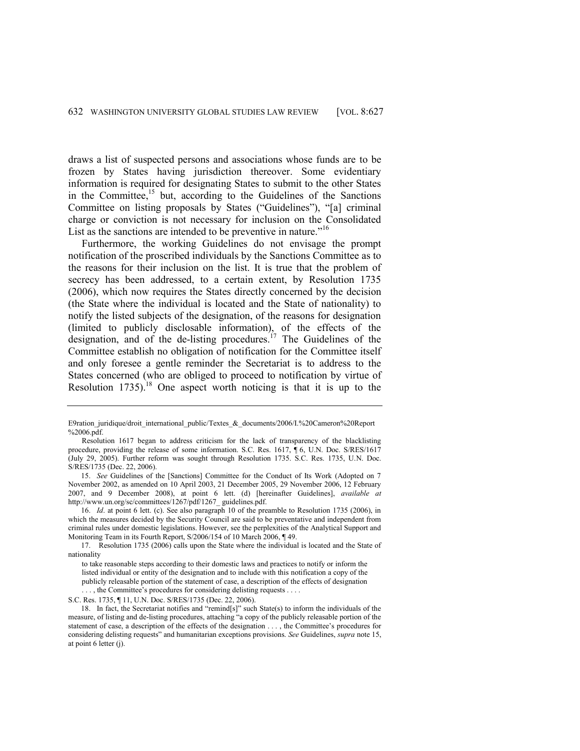draws a list of suspected persons and associations whose funds are to be frozen by States having jurisdiction thereover. Some evidentiary information is required for designating States to submit to the other States in the Committee,[15] but, according to the Guidelines of the Sanctions Committee on listing proposals by States ("Guidelines"), "[a] criminal charge or conviction is not necessary for inclusion on the Consolidated List as the sanctions are intended to be preventive in nature."[16]

Furthermore, the working Guidelines do not envisage the prompt notification of the proscribed individuals by the Sanctions Committee as to the reasons for their inclusion on the list. It is true that the problem of secrecy has been addressed, to a certain extent, by Resolution 1735 (2006), which now requires the States directly concerned by the decision (the State where the individual is located and the State of nationality) to notify the listed subjects of the designation, of the reasons for designation (limited to publicly disclosable information), of the effects of the designation, and of the de-listing procedures.[17] The Guidelines of the Committee establish no obligation of notification for the Committee itself and only foresee a gentle reminder the Secretariat is to address to the States concerned (who are obliged to proceed to notification by virtue of Resolution 1735).[18] One aspect worth noticing is that it is up to the

---

E9ration_juridique/droit_international_public/Textes_&_documents/2006/I.%20Cameron%20Report%2006.pdf.

Resolution 1617 began to address criticism for the lack of transparency of the blacklisting procedure, providing the release of some information. S.C. Res. 1617, ¶ 6, U.N. Doc. S/RES/1617 (July 29, 2005). Further reform was sought through Resolution 1735. S.C. Res. 1735, U.N. Doc. S/RES/1735 (Dec. 22, 2006).

15. *See* Guidelines of the [Sanctions] Committee for the Conduct of Its Work (Adopted on 7 November 2002, as amended on 10 April 2003, 21 December 2005, 29 November 2006, 12 February 2007, and 9 December 2008), at point 6 lett. (d) [hereinafter Guidelines], *available at* http://www.un.org/sc/committees/1267/pdf/1267_ guidelines.pdf.

16. *Id*. at point 6 lett. (c). See also paragraph 10 of the preamble to Resolution 1735 (2006), in which the measures decided by the Security Council are said to be preventative and independent from criminal rules under domestic legislations. However, see the perplexities of the Analytical Support and Monitoring Team in its Fourth Report, S/2006/154 of 10 March 2006, ¶ 49.

17. Resolution 1735 (2006) calls upon the State where the individual is located and the State of nationality

> to take reasonable steps according to their domestic laws and practices to notify or inform the listed individual or entity of the designation and to include with this notification a copy of the publicly releasable portion of the statement of case, a description of the effects of designation . . . , the Committee's procedures for considering delisting requests . . . .

S.C. Res. 1735, ¶ 11, U.N. Doc. S/RES/1735 (Dec. 22, 2006).

18. In fact, the Secretariat notifies and "remind[s]" such State(s) to inform the individuals of the measure, of listing and de-listing procedures, attaching "a copy of the publicly releasable portion of the statement of case, a description of the effects of the designation . . . , the Committee's procedures for considering delisting requests" and humanitarian exceptions provisions. *See* Guidelines, *supra* note 15, at point 6 letter (j).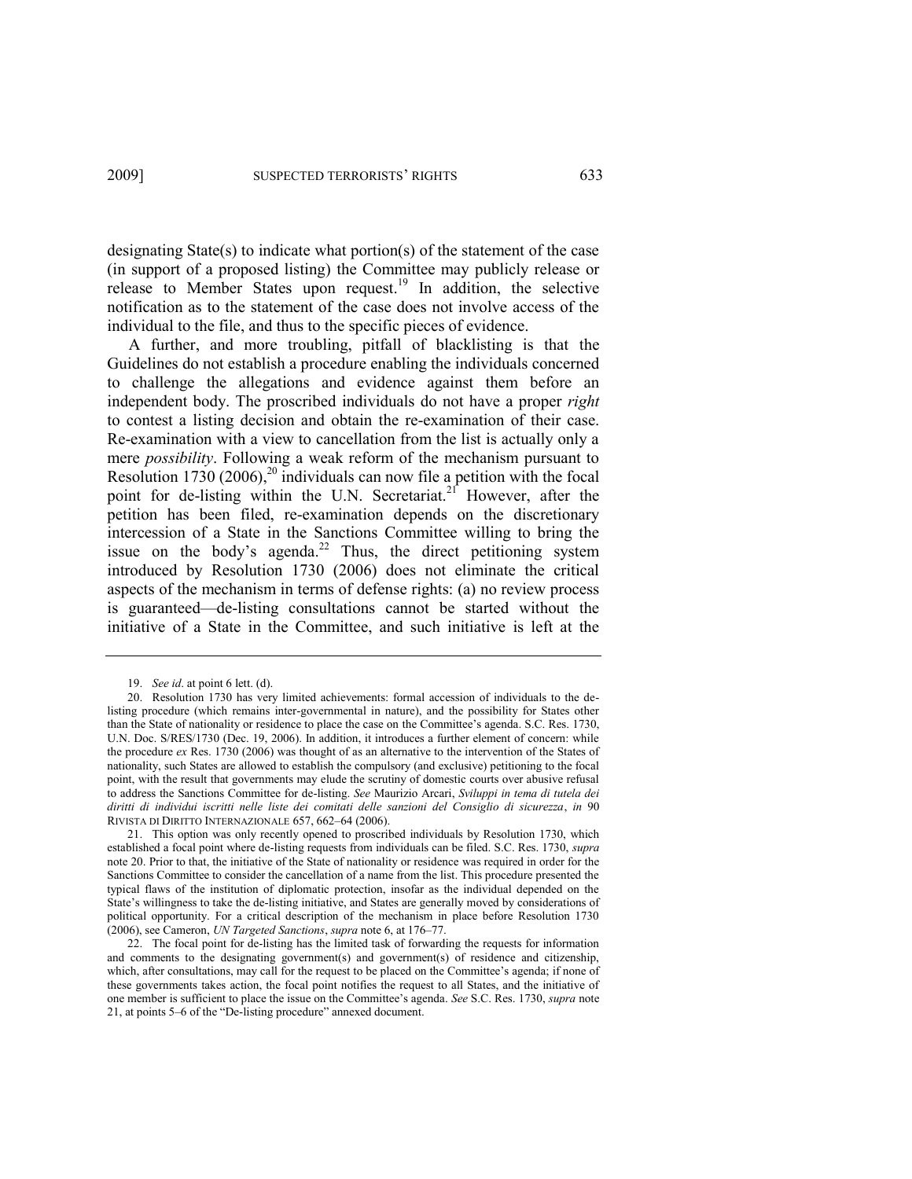designating State(s) to indicate what portion(s) of the statement of the case (in support of a proposed listing) the Committee may publicly release or release to Member States upon request.[19] In addition, the selective notification as to the statement of the case does not involve access of the individual to the file, and thus to the specific pieces of evidence.

A further, and more troubling, pitfall of blacklisting is that the Guidelines do not establish a procedure enabling the individuals concerned to challenge the allegations and evidence against them before an independent body. The proscribed individuals do not have a proper *right* to contest a listing decision and obtain the re-examination of their case. Re-examination with a view to cancellation from the list is actually only a mere *possibility*. Following a weak reform of the mechanism pursuant to Resolution 1730 (2006),[20] individuals can now file a petition with the focal point for de-listing within the U.N. Secretariat.[21] However, after the petition has been filed, re-examination depends on the discretionary intercession of a State in the Sanctions Committee willing to bring the issue on the body's agenda.[22] Thus, the direct petitioning system introduced by Resolution 1730 (2006) does not eliminate the critical aspects of the mechanism in terms of defense rights: (a) no review process is guaranteed—de-listing consultations cannot be started without the initiative of a State in the Committee, and such initiative is left at the

---

19. *See id*. at point 6 lett. (d).

20. Resolution 1730 has very limited achievements: formal accession of individuals to the de-listing procedure (which remains inter-governmental in nature), and the possibility for States other than the State of nationality or residence to place the case on the Committee's agenda. S.C. Res. 1730, U.N. Doc. S/RES/1730 (Dec. 19, 2006). In addition, it introduces a further element of concern: while the procedure *ex* Res. 1730 (2006) was thought of as an alternative to the intervention of the States of nationality, such States are allowed to establish the compulsory (and exclusive) petitioning to the focal point, with the result that governments may elude the scrutiny of domestic courts over abusive refusal to address the Sanctions Committee for de-listing. *See* Maurizio Arcari, *Sviluppi in tema di tutela dei diritti di individui iscritti nelle liste dei comitati delle sanzioni del Consiglio di sicurezza*, *in* 90 RIVISTA DI DIRITTO INTERNAZIONALE 657, 662–64 (2006).

21. This option was only recently opened to proscribed individuals by Resolution 1730, which established a focal point where de-listing requests from individuals can be filed. S.C. Res. 1730, *supra* note 20. Prior to that, the initiative of the State of nationality or residence was required in order for the Sanctions Committee to consider the cancellation of a name from the list. This procedure presented the typical flaws of the institution of diplomatic protection, insofar as the individual depended on the State's willingness to take the de-listing initiative, and States are generally moved by considerations of political opportunity. For a critical description of the mechanism in place before Resolution 1730 (2006), see Cameron, *UN Targeted Sanctions*, *supra* note 6, at 176–77.

22. The focal point for de-listing has the limited task of forwarding the requests for information and comments to the designating government(s) and government(s) of residence and citizenship, which, after consultations, may call for the request to be placed on the Committee's agenda; if none of these governments takes action, the focal point notifies the request to all States, and the initiative of one member is sufficient to place the issue on the Committee's agenda. *See* S.C. Res. 1730, *supra* note 21, at points 5–6 of the "De-listing procedure" annexed document.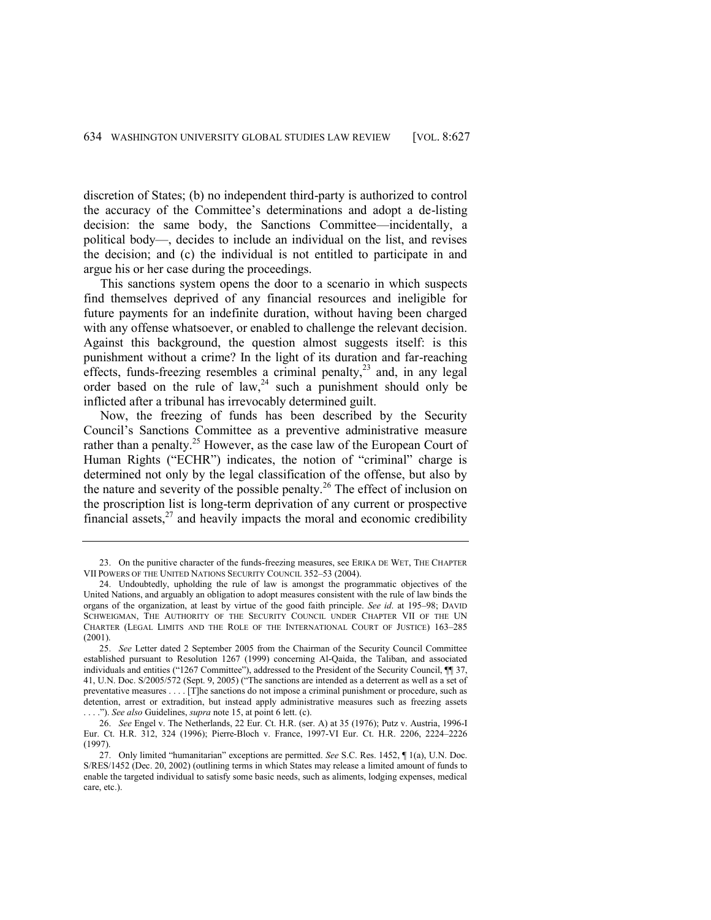discretion of States; (b) no independent third-party is authorized to control the accuracy of the Committee's determinations and adopt a de-listing decision: the same body, the Sanctions Committee—incidentally, a political body—, decides to include an individual on the list, and revises the decision; and (c) the individual is not entitled to participate in and argue his or her case during the proceedings.

This sanctions system opens the door to a scenario in which suspects find themselves deprived of any financial resources and ineligible for future payments for an indefinite duration, without having been charged with any offense whatsoever, or enabled to challenge the relevant decision. Against this background, the question almost suggests itself: is this punishment without a crime? In the light of its duration and far-reaching effects, funds-freezing resembles a criminal penalty,[23] and, in any legal order based on the rule of law,[24] such a punishment should only be inflicted after a tribunal has irrevocably determined guilt.

Now, the freezing of funds has been described by the Security Council's Sanctions Committee as a preventive administrative measure rather than a penalty.[25] However, as the case law of the European Court of Human Rights ("ECHR") indicates, the notion of "criminal" charge is determined not only by the legal classification of the offense, but also by the nature and severity of the possible penalty.[26] The effect of inclusion on the proscription list is long-term deprivation of any current or prospective financial assets,[27] and heavily impacts the moral and economic credibility

---

23. On the punitive character of the funds-freezing measures, see ERIKA DE WET, THE CHAPTER VII POWERS OF THE UNITED NATIONS SECURITY COUNCIL 352–53 (2004).

24. Undoubtedly, upholding the rule of law is amongst the programmatic objectives of the United Nations, and arguably an obligation to adopt measures consistent with the rule of law binds the organs of the organization, at least by virtue of the good faith principle. *See id*. at 195–98; DAVID SCHWEIGMAN, THE AUTHORITY OF THE SECURITY COUNCIL UNDER CHAPTER VII OF THE UN CHARTER (LEGAL LIMITS AND THE ROLE OF THE INTERNATIONAL COURT OF JUSTICE) 163–285 (2001).

25. *See* Letter dated 2 September 2005 from the Chairman of the Security Council Committee established pursuant to Resolution 1267 (1999) concerning Al-Qaida, the Taliban, and associated individuals and entities ("1267 Committee"), addressed to the President of the Security Council, ¶¶ 37, 41, U.N. Doc. S/2005/572 (Sept. 9, 2005) ("The sanctions are intended as a deterrent as well as a set of preventative measures . . . . [T]he sanctions do not impose a criminal punishment or procedure, such as detention, arrest or extradition, but instead apply administrative measures such as freezing assets . . . ."). *See also* Guidelines, *supra* note 15, at point 6 lett. (c).

26. *See* Engel v. The Netherlands, 22 Eur. Ct. H.R. (ser. A) at 35 (1976); Putz v. Austria, 1996-I Eur. Ct. H.R. 312, 324 (1996); Pierre-Bloch v. France, 1997-VI Eur. Ct. H.R. 2206, 2224–2226 (1997).

27. Only limited "humanitarian" exceptions are permitted. *See* S.C. Res. 1452, ¶ 1(a), U.N. Doc. S/RES/1452 (Dec. 20, 2002) (outlining terms in which States may release a limited amount of funds to enable the targeted individual to satisfy some basic needs, such as aliments, lodging expenses, medical care, etc.).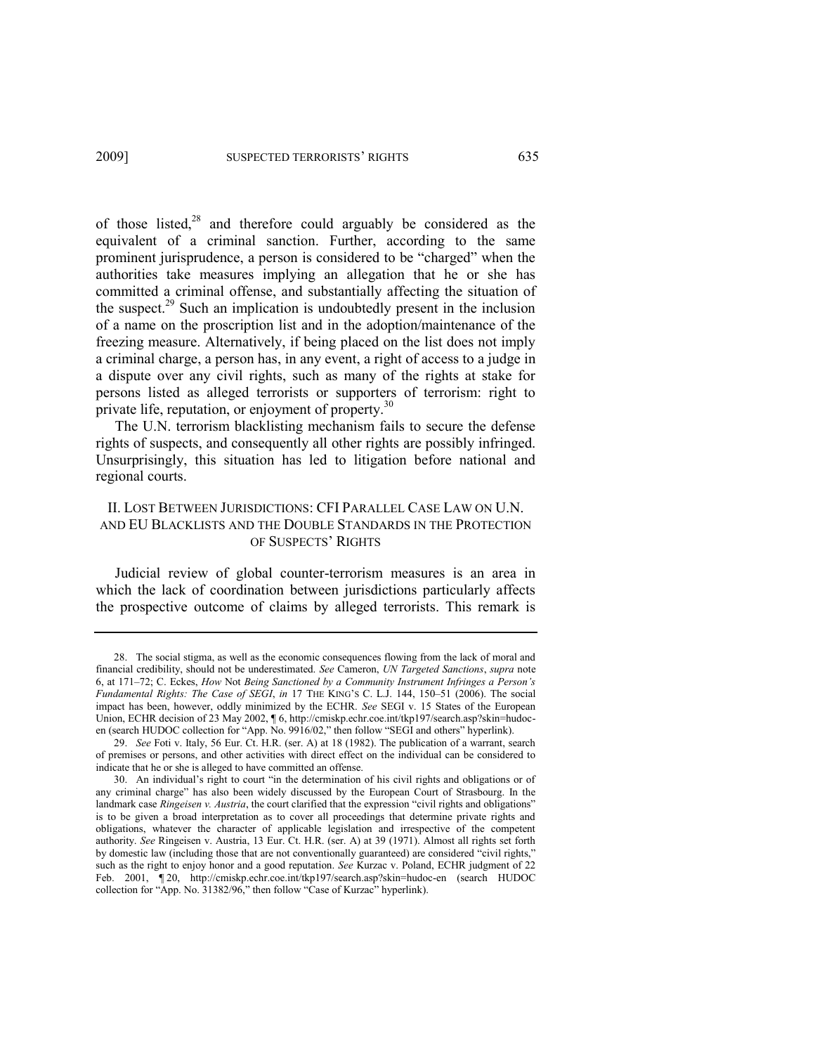of those listed,[28] and therefore could arguably be considered as the equivalent of a criminal sanction. Further, according to the same prominent jurisprudence, a person is considered to be "charged" when the authorities take measures implying an allegation that he or she has committed a criminal offense, and substantially affecting the situation of the suspect.[29] Such an implication is undoubtedly present in the inclusion of a name on the proscription list and in the adoption/maintenance of the freezing measure. Alternatively, if being placed on the list does not imply a criminal charge, a person has, in any event, a right of access to a judge in a dispute over any civil rights, such as many of the rights at stake for persons listed as alleged terrorists or supporters of terrorism: right to private life, reputation, or enjoyment of property.[30]

The U.N. terrorism blacklisting mechanism fails to secure the defense rights of suspects, and consequently all other rights are possibly infringed. Unsurprisingly, this situation has led to litigation before national and regional courts.

## II. LOST BETWEEN JURISDICTIONS: CFI PARALLEL CASE LAW ON U.N. AND EU BLACKLISTS AND THE DOUBLE STANDARDS IN THE PROTECTION OF SUSPECTS' RIGHTS

Judicial review of global counter-terrorism measures is an area in which the lack of coordination between jurisdictions particularly affects the prospective outcome of claims by alleged terrorists. This remark is

---

28. The social stigma, as well as the economic consequences flowing from the lack of moral and financial credibility, should not be underestimated. *See* Cameron, *UN Targeted Sanctions*, *supra* note 6, at 171–72; C. Eckes, *How* Not *Being Sanctioned by a Community Instrument Infringes a Person's Fundamental Rights: The Case of SEGI*, *in* 17 THE KING'S C. L.J. 144, 150–51 (2006). The social impact has been, however, oddly minimized by the ECHR. *See* SEGI v. 15 States of the European Union, ECHR decision of 23 May 2002, ¶ 6, http://cmiskp.echr.coe.int/tkp197/search.asp?skin=hudoc-en (search HUDOC collection for "App. No. 9916/02," then follow "SEGI and others" hyperlink).

29. *See* Foti v. Italy, 56 Eur. Ct. H.R. (ser. A) at 18 (1982). The publication of a warrant, search of premises or persons, and other activities with direct effect on the individual can be considered to indicate that he or she is alleged to have committed an offense.

30. An individual's right to court "in the determination of his civil rights and obligations or of any criminal charge" has also been widely discussed by the European Court of Strasbourg. In the landmark case *Ringeisen v. Austria*, the court clarified that the expression "civil rights and obligations" is to be given a broad interpretation as to cover all proceedings that determine private rights and obligations, whatever the character of applicable legislation and irrespective of the competent authority. *See* Ringeisen v. Austria, 13 Eur. Ct. H.R. (ser. A) at 39 (1971). Almost all rights set forth by domestic law (including those that are not conventionally guaranteed) are considered "civil rights," such as the right to enjoy honor and a good reputation. *See* Kurzac v. Poland, ECHR judgment of 22 Feb. 2001, ¶ 20, http://cmiskp.echr.coe.int/tkp197/search.asp?skin=hudoc-en (search HUDOC collection for "App. No. 31382/96," then follow "Case of Kurzac" hyperlink).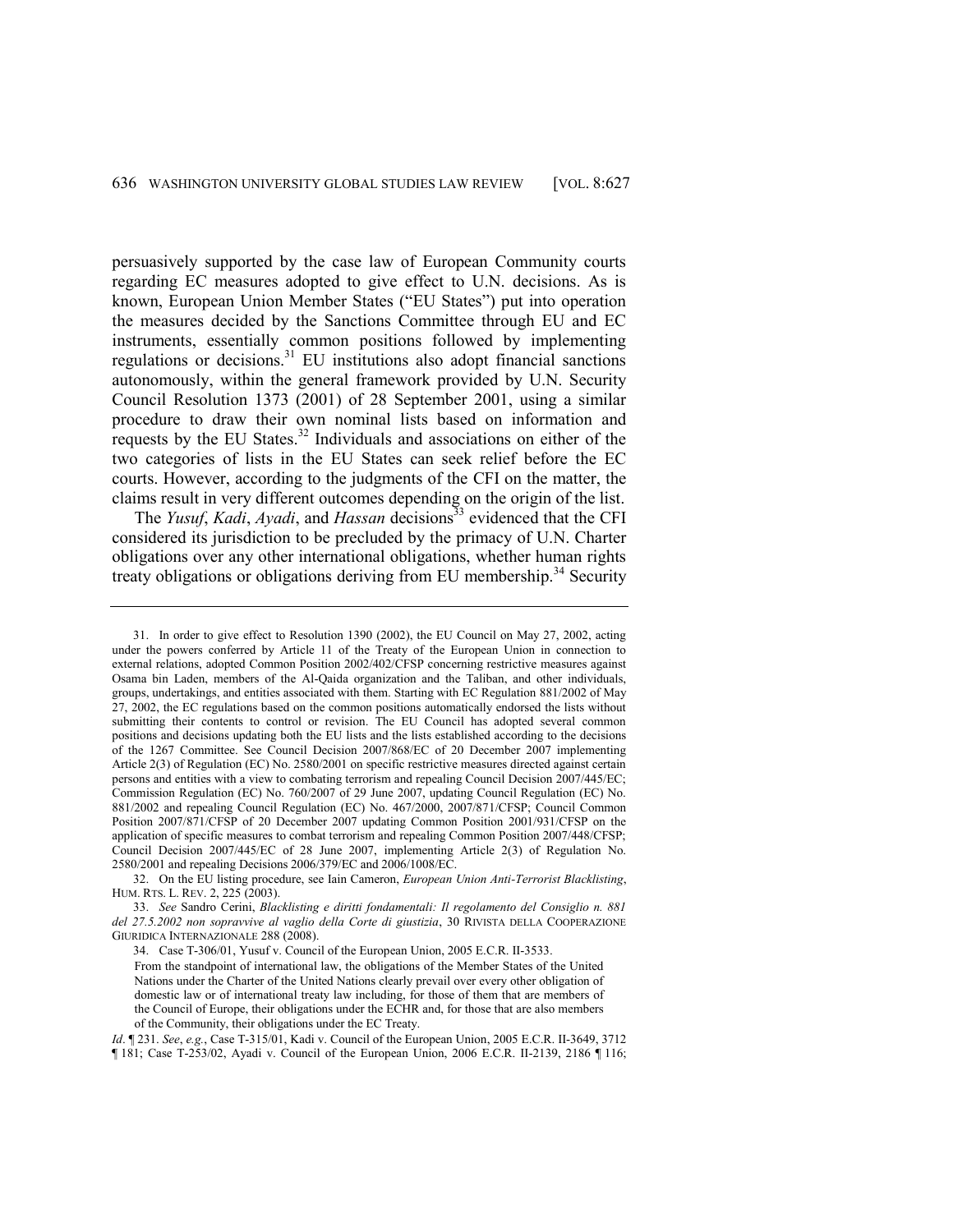persuasively supported by the case law of European Community courts regarding EC measures adopted to give effect to U.N. decisions. As is known, European Union Member States ("EU States") put into operation the measures decided by the Sanctions Committee through EU and EC instruments, essentially common positions followed by implementing regulations or decisions.[31] EU institutions also adopt financial sanctions autonomously, within the general framework provided by U.N. Security Council Resolution 1373 (2001) of 28 September 2001, using a similar procedure to draw their own nominal lists based on information and requests by the EU States.[32] Individuals and associations on either of the two categories of lists in the EU States can seek relief before the EC courts. However, according to the judgments of the CFI on the matter, the claims result in very different outcomes depending on the origin of the list.

The *Yusuf*, *Kadi*, *Ayadi*, and *Hassan* decisions[33] evidenced that the CFI considered its jurisdiction to be precluded by the primacy of U.N. Charter obligations over any other international obligations, whether human rights treaty obligations or obligations deriving from EU membership.[34] Security

---

31. In order to give effect to Resolution 1390 (2002), the EU Council on May 27, 2002, acting under the powers conferred by Article 11 of the Treaty of the European Union in connection to external relations, adopted Common Position 2002/402/CFSP concerning restrictive measures against Osama bin Laden, members of the Al-Qaida organization and the Taliban, and other individuals, groups, undertakings, and entities associated with them. Starting with EC Regulation 881/2002 of May 27, 2002, the EC regulations based on the common positions automatically endorsed the lists without submitting their contents to control or revision. The EU Council has adopted several common positions and decisions updating both the EU lists and the lists established according to the decisions of the 1267 Committee. See Council Decision 2007/868/EC of 20 December 2007 implementing Article 2(3) of Regulation (EC) No. 2580/2001 on specific restrictive measures directed against certain persons and entities with a view to combating terrorism and repealing Council Decision 2007/445/EC; Commission Regulation (EC) No. 760/2007 of 29 June 2007, updating Council Regulation (EC) No. 881/2002 and repealing Council Regulation (EC) No. 467/2000, 2007/871/CFSP; Council Common Position 2007/871/CFSP of 20 December 2007 updating Common Position 2001/931/CFSP on the application of specific measures to combat terrorism and repealing Common Position 2007/448/CFSP; Council Decision 2007/445/EC of 28 June 2007, implementing Article 2(3) of Regulation No. 2580/2001 and repealing Decisions 2006/379/EC and 2006/1008/EC.

32. On the EU listing procedure, see Iain Cameron, *European Union Anti-Terrorist Blacklisting*, HUM. RTS. L. REV. 2, 225 (2003).

33. *See* Sandro Cerini, *Blacklisting e diritti fondamentali: Il regolamento del Consiglio n. 881 del 27.5.2002 non sopravvive al vaglio della Corte di giustizia*, 30 RIVISTA DELLA COOPERAZIONE GIURIDICA INTERNAZIONALE 288 (2008).

34. Case T-306/01, Yusuf v. Council of the European Union, 2005 E.C.R. II-3533.

> From the standpoint of international law, the obligations of the Member States of the United Nations under the Charter of the United Nations clearly prevail over every other obligation of domestic law or of international treaty law including, for those of them that are members of the Council of Europe, their obligations under the ECHR and, for those that are also members of the Community, their obligations under the EC Treaty.

*Id*. ¶ 231. *See*, *e.g.*, Case T-315/01, Kadi v. Council of the European Union, 2005 E.C.R. II-3649, 3712 ¶ 181; Case T-253/02, Ayadi v. Council of the European Union, 2006 E.C.R. II-2139, 2186 ¶ 116;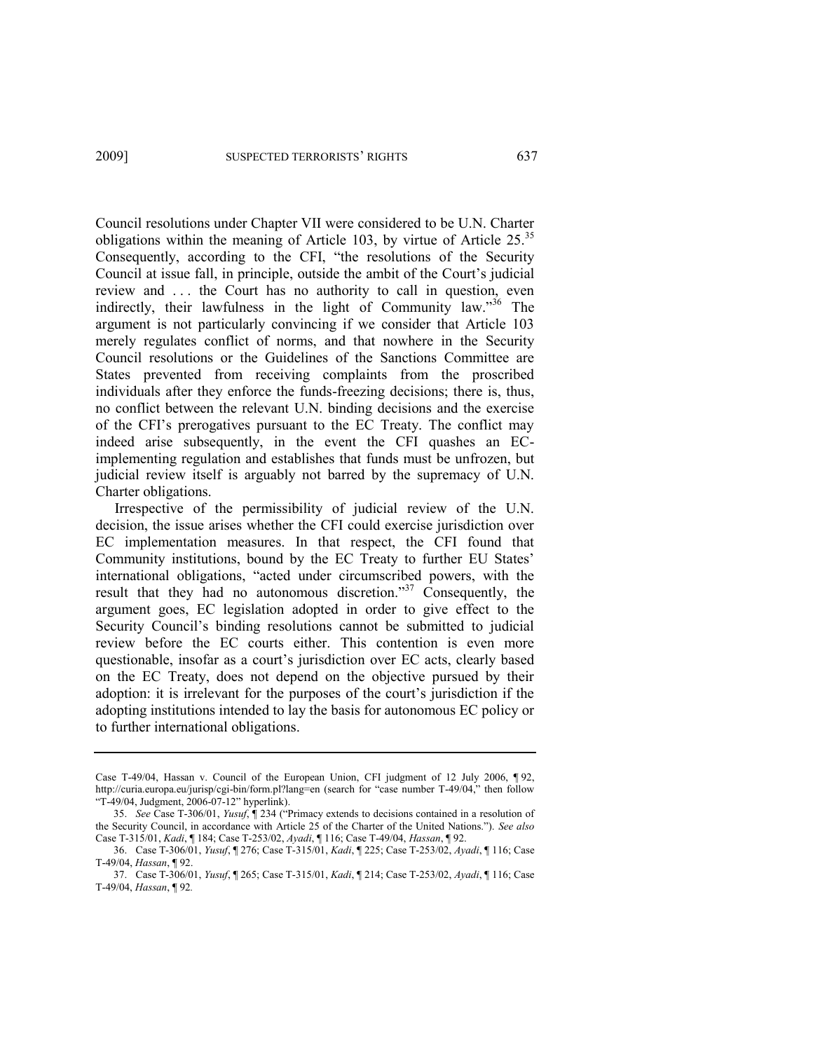Council resolutions under Chapter VII were considered to be U.N. Charter obligations within the meaning of Article 103, by virtue of Article 25.[35] Consequently, according to the CFI, "the resolutions of the Security Council at issue fall, in principle, outside the ambit of the Court's judicial review and . . . the Court has no authority to call in question, even indirectly, their lawfulness in the light of Community law."[36] The argument is not particularly convincing if we consider that Article 103 merely regulates conflict of norms, and that nowhere in the Security Council resolutions or the Guidelines of the Sanctions Committee are States prevented from receiving complaints from the proscribed individuals after they enforce the funds-freezing decisions; there is, thus, no conflict between the relevant U.N. binding decisions and the exercise of the CFI's prerogatives pursuant to the EC Treaty. The conflict may indeed arise subsequently, in the event the CFI quashes an EC-implementing regulation and establishes that funds must be unfrozen, but judicial review itself is arguably not barred by the supremacy of U.N. Charter obligations.

Irrespective of the permissibility of judicial review of the U.N. decision, the issue arises whether the CFI could exercise jurisdiction over EC implementation measures. In that respect, the CFI found that Community institutions, bound by the EC Treaty to further EU States' international obligations, "acted under circumscribed powers, with the result that they had no autonomous discretion."[37] Consequently, the argument goes, EC legislation adopted in order to give effect to the Security Council's binding resolutions cannot be submitted to judicial review before the EC courts either. This contention is even more questionable, insofar as a court's jurisdiction over EC acts, clearly based on the EC Treaty, does not depend on the objective pursued by their adoption: it is irrelevant for the purposes of the court's jurisdiction if the adopting institutions intended to lay the basis for autonomous EC policy or to further international obligations.

---

Case T-49/04, Hassan v. Council of the European Union, CFI judgment of 12 July 2006, ¶ 92, http://curia.europa.eu/jurisp/cgi-bin/form.pl?lang=en (search for "case number T-49/04," then follow "T-49/04, Judgment, 2006-07-12" hyperlink).

35. *See* Case T-306/01, *Yusuf*, ¶ 234 ("Primacy extends to decisions contained in a resolution of the Security Council, in accordance with Article 25 of the Charter of the United Nations."). *See also* Case T-315/01, *Kadi*, ¶ 184; Case T-253/02, *Ayadi*, ¶ 116; Case T-49/04, *Hassan*, ¶ 92.

36. Case T-306/01, *Yusuf*, ¶ 276; Case T-315/01, *Kadi*, ¶ 225; Case T-253/02, *Ayadi*, ¶ 116; Case T-49/04, *Hassan*, ¶ 92.

37. Case T-306/01, *Yusuf*, ¶ 265; Case T-315/01, *Kadi*, ¶ 214; Case T-253/02, *Ayadi*, ¶ 116; Case T-49/04, *Hassan*, ¶ 92.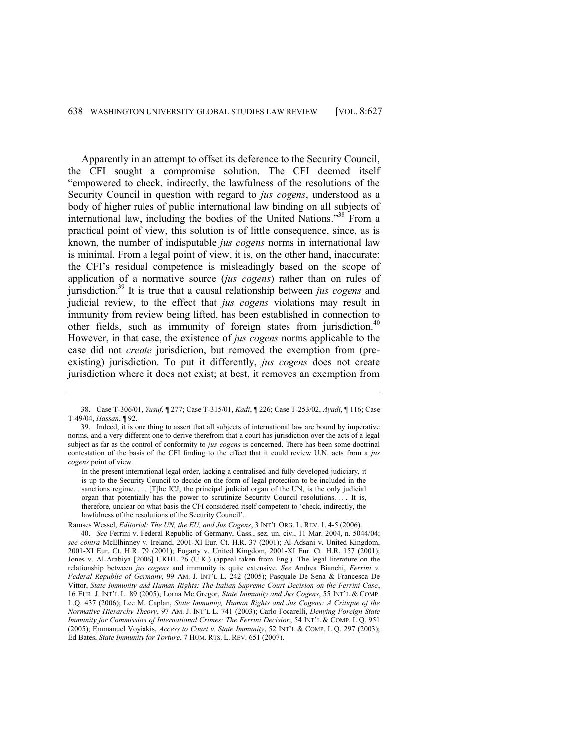Apparently in an attempt to offset its deference to the Security Council, the CFI sought a compromise solution. The CFI deemed itself "empowered to check, indirectly, the lawfulness of the resolutions of the Security Council in question with regard to *jus cogens*, understood as a body of higher rules of public international law binding on all subjects of international law, including the bodies of the United Nations."[38] From a practical point of view, this solution is of little consequence, since, as is known, the number of indisputable *jus cogens* norms in international law is minimal. From a legal point of view, it is, on the other hand, inaccurate: the CFI's residual competence is misleadingly based on the scope of application of a normative source (*jus cogens*) rather than on rules of jurisdiction.[39] It is true that a causal relationship between *jus cogens* and judicial review, to the effect that *jus cogens* violations may result in immunity from review being lifted, has been established in connection to other fields, such as immunity of foreign states from jurisdiction.[40] However, in that case, the existence of *jus cogens* norms applicable to the case did not *create* jurisdiction, but removed the exemption from (pre-existing) jurisdiction. To put it differently, *jus cogens* does not create jurisdiction where it does not exist; at best, it removes an exemption from

---

38. Case T-306/01, *Yusuf*, ¶ 277; Case T-315/01, *Kadi*, ¶ 226; Case T-253/02, *Ayadi*, ¶ 116; Case T-49/04, *Hassan*, ¶ 92.

39. Indeed, it is one thing to assert that all subjects of international law are bound by imperative norms, and a very different one to derive therefrom that a court has jurisdiction over the acts of a legal subject as far as the control of conformity to *jus cogens* is concerned. There has been some doctrinal contestation of the basis of the CFI finding to the effect that it could review U.N. acts from a *jus cogens* point of view.

> In the present international legal order, lacking a centralised and fully developed judiciary, it is up to the Security Council to decide on the form of legal protection to be included in the sanctions regime. . . . [T]he ICJ, the principal judicial organ of the UN, is the only judicial organ that potentially has the power to scrutinize Security Council resolutions. . . . It is, therefore, unclear on what basis the CFI considered itself competent to 'check, indirectly, the lawfulness of the resolutions of the Security Council'.

Ramses Wessel, *Editorial: The UN, the EU, and Jus Cogens*, 3 INT'L ORG. L. REV. 1, 4-5 (2006).

40. *See* Ferrini v. Federal Republic of Germany, Cass., sez. un. civ., 11 Mar. 2004, n. 5044/04; *see contra* McElhinney v. Ireland, 2001-XI Eur. Ct. H.R. 37 (2001); Al-Adsani v. United Kingdom, 2001-XI Eur. Ct. H.R. 79 (2001); Fogarty v. United Kingdom, 2001-XI Eur. Ct. H.R. 157 (2001); Jones v. Al-Arabiya [2006] UKHL 26 (U.K.) (appeal taken from Eng.). The legal literature on the relationship between *jus cogens* and immunity is quite extensive. *See* Andrea Bianchi, *Ferrini v. Federal Republic of Germany*, 99 AM. J. INT'L L. 242 (2005); Pasquale De Sena & Francesca De Vittor, *State Immunity and Human Rights: The Italian Supreme Court Decision on the Ferrini Case*, 16 EUR. J. INT'L L. 89 (2005); Lorna Mc Gregor, *State Immunity and Jus Cogens*, 55 INT'L & COMP. L.Q. 437 (2006); Lee M. Caplan, *State Immunity, Human Rights and Jus Cogens: A Critique of the Normative Hierarchy Theory*, 97 AM. J. INT'L L. 741 (2003); Carlo Focarelli, *Denying Foreign State Immunity for Commission of International Crimes: The Ferrini Decision*, 54 INT'L & COMP. L.Q. 951 (2005); Emmanuel Voyiakis, *Access to Court v. State Immunity*, 52 INT'L & COMP. L.Q. 297 (2003); Ed Bates, *State Immunity for Torture*, 7 HUM. RTS. L. REV. 651 (2007).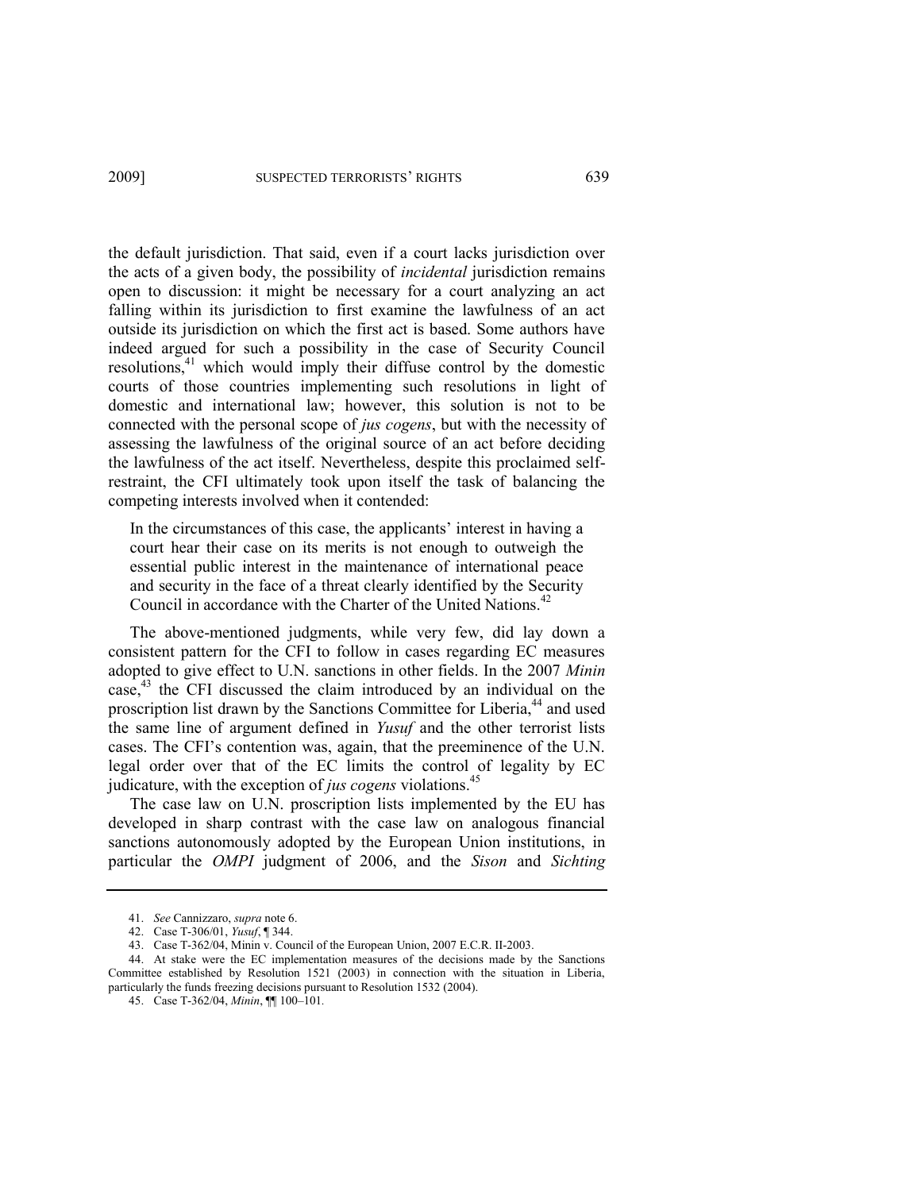the default jurisdiction. That said, even if a court lacks jurisdiction over the acts of a given body, the possibility of *incidental* jurisdiction remains open to discussion: it might be necessary for a court analyzing an act falling within its jurisdiction to first examine the lawfulness of an act outside its jurisdiction on which the first act is based. Some authors have indeed argued for such a possibility in the case of Security Council resolutions,[41] which would imply their diffuse control by the domestic courts of those countries implementing such resolutions in light of domestic and international law; however, this solution is not to be connected with the personal scope of *jus cogens*, but with the necessity of assessing the lawfulness of the original source of an act before deciding the lawfulness of the act itself. Nevertheless, despite this proclaimed self-restraint, the CFI ultimately took upon itself the task of balancing the competing interests involved when it contended:

> In the circumstances of this case, the applicants' interest in having a court hear their case on its merits is not enough to outweigh the essential public interest in the maintenance of international peace and security in the face of a threat clearly identified by the Security Council in accordance with the Charter of the United Nations.[42]

The above-mentioned judgments, while very few, did lay down a consistent pattern for the CFI to follow in cases regarding EC measures adopted to give effect to U.N. sanctions in other fields. In the 2007 *Minin* case,[43] the CFI discussed the claim introduced by an individual on the proscription list drawn by the Sanctions Committee for Liberia,[44] and used the same line of argument defined in *Yusuf* and the other terrorist lists cases. The CFI's contention was, again, that the preeminence of the U.N. legal order over that of the EC limits the control of legality by EC judicature, with the exception of *jus cogens* violations.[45]

The case law on U.N. proscription lists implemented by the EU has developed in sharp contrast with the case law on analogous financial sanctions autonomously adopted by the European Union institutions, in particular the *OMPI* judgment of 2006, and the *Sison* and *Sichting*

---

41. *See* Cannizzaro, *supra* note 6.

42. Case T-306/01, *Yusuf*, ¶ 344.

43. Case T-362/04, Minin v. Council of the European Union, 2007 E.C.R. II-2003.

44. At stake were the EC implementation measures of the decisions made by the Sanctions Committee established by Resolution 1521 (2003) in connection with the situation in Liberia, particularly the funds freezing decisions pursuant to Resolution 1532 (2004).

45. Case T-362/04, *Minin*, ¶¶ 100–101.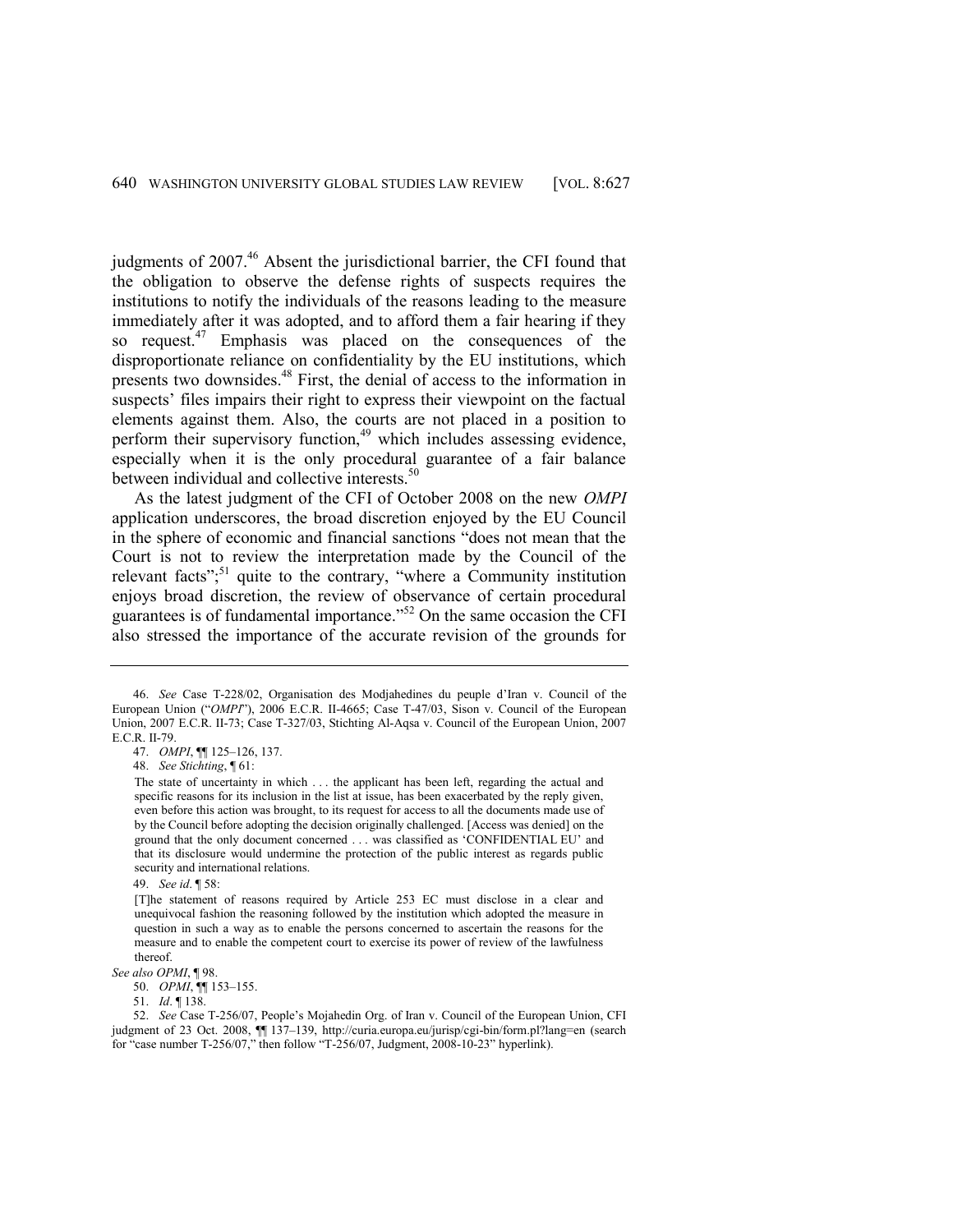judgments of 2007.[46] Absent the jurisdictional barrier, the CFI found that the obligation to observe the defense rights of suspects requires the institutions to notify the individuals of the reasons leading to the measure immediately after it was adopted, and to afford them a fair hearing if they so request.[47] Emphasis was placed on the consequences of the disproportionate reliance on confidentiality by the EU institutions, which presents two downsides.[48] First, the denial of access to the information in suspects' files impairs their right to express their viewpoint on the factual elements against them. Also, the courts are not placed in a position to perform their supervisory function,[49] which includes assessing evidence, especially when it is the only procedural guarantee of a fair balance between individual and collective interests.[50]

As the latest judgment of the CFI of October 2008 on the new *OMPI* application underscores, the broad discretion enjoyed by the EU Council in the sphere of economic and financial sanctions "does not mean that the Court is not to review the interpretation made by the Council of the relevant facts";[51] quite to the contrary, "where a Community institution enjoys broad discretion, the review of observance of certain procedural guarantees is of fundamental importance."[52] On the same occasion the CFI also stressed the importance of the accurate revision of the grounds for

---

46. *See* Case T-228/02, Organisation des Modjahedines du peuple d'Iran v. Council of the European Union ("*OMPI*"), 2006 E.C.R. II-4665; Case T-47/03, Sison v. Council of the European Union, 2007 E.C.R. II-73; Case T-327/03, Stichting Al-Aqsa v. Council of the European Union, 2007 E.C.R. II-79.

47. *OMPI*, ¶¶ 125–126, 137.

48. *See Stichting*, ¶ 61:

> The state of uncertainty in which . . . the applicant has been left, regarding the actual and specific reasons for its inclusion in the list at issue, has been exacerbated by the reply given, even before this action was brought, to its request for access to all the documents made use of by the Council before adopting the decision originally challenged. [Access was denied] on the ground that the only document concerned . . . was classified as 'CONFIDENTIAL EU' and that its disclosure would undermine the protection of the public interest as regards public security and international relations.

49. *See id.* ¶ 58:

> [T]he statement of reasons required by Article 253 EC must disclose in a clear and unequivocal fashion the reasoning followed by the institution which adopted the measure in question in such a way as to enable the persons concerned to ascertain the reasons for the measure and to enable the competent court to exercise its power of review of the lawfulness thereof.

*See also OPMI*, ¶ 98.

50. *OPMI*, ¶¶ 153–155.

51. *Id*. ¶ 138.

52. *See* Case T-256/07, People's Mojahedin Org. of Iran v. Council of the European Union, CFI judgment of 23 Oct. 2008, ¶¶ 137–139, http://curia.europa.eu/jurisp/cgi-bin/form.pl?lang=en (search for "case number T-256/07," then follow "T-256/07, Judgment, 2008-10-23" hyperlink).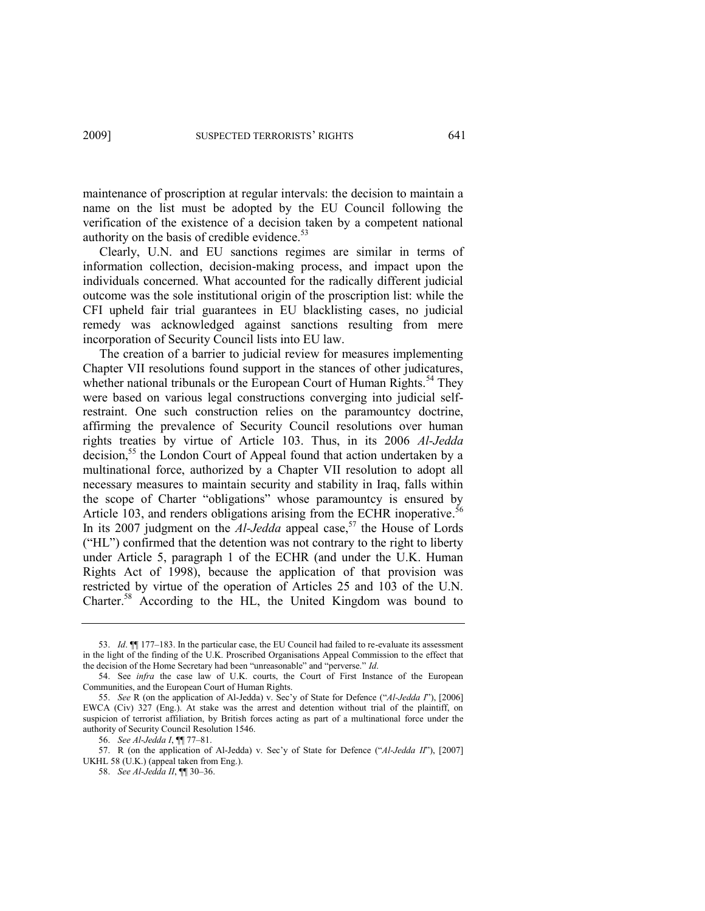maintenance of proscription at regular intervals: the decision to maintain a name on the list must be adopted by the EU Council following the verification of the existence of a decision taken by a competent national authority on the basis of credible evidence.[53]

Clearly, U.N. and EU sanctions regimes are similar in terms of information collection, decision-making process, and impact upon the individuals concerned. What accounted for the radically different judicial outcome was the sole institutional origin of the proscription list: while the CFI upheld fair trial guarantees in EU blacklisting cases, no judicial remedy was acknowledged against sanctions resulting from mere incorporation of Security Council lists into EU law.

The creation of a barrier to judicial review for measures implementing Chapter VII resolutions found support in the stances of other judicatures, whether national tribunals or the European Court of Human Rights.[54] They were based on various legal constructions converging into judicial self-restraint. One such construction relies on the paramountcy doctrine, affirming the prevalence of Security Council resolutions over human rights treaties by virtue of Article 103. Thus, in its 2006 *Al-Jedda* decision,[55] the London Court of Appeal found that action undertaken by a multinational force, authorized by a Chapter VII resolution to adopt all necessary measures to maintain security and stability in Iraq, falls within the scope of Charter "obligations" whose paramountcy is ensured by Article 103, and renders obligations arising from the ECHR inoperative.[56] In its 2007 judgment on the *Al-Jedda* appeal case,[57] the House of Lords ("HL") confirmed that the detention was not contrary to the right to liberty under Article 5, paragraph 1 of the ECHR (and under the U.K. Human Rights Act of 1998), because the application of that provision was restricted by virtue of the operation of Articles 25 and 103 of the U.N. Charter.[58] According to the HL, the United Kingdom was bound to

---

53. *Id*. ¶¶ 177–183. In the particular case, the EU Council had failed to re-evaluate its assessment in the light of the finding of the U.K. Proscribed Organisations Appeal Commission to the effect that the decision of the Home Secretary had been "unreasonable" and "perverse." *Id*.

54. See *infra* the case law of U.K. courts, the Court of First Instance of the European Communities, and the European Court of Human Rights.

55. *See* R (on the application of Al-Jedda) v. Sec'y of State for Defence ("*Al-Jedda I*"), [2006] EWCA (Civ) 327 (Eng.). At stake was the arrest and detention without trial of the plaintiff, on suspicion of terrorist affiliation, by British forces acting as part of a multinational force under the authority of Security Council Resolution 1546.

56. *See Al-Jedda I*, ¶¶ 77–81.

57. R (on the application of Al-Jedda) v. Sec'y of State for Defence ("*Al-Jedda II*"), [2007] UKHL 58 (U.K.) (appeal taken from Eng.).

58. *See Al-Jedda II*, ¶¶ 30–36.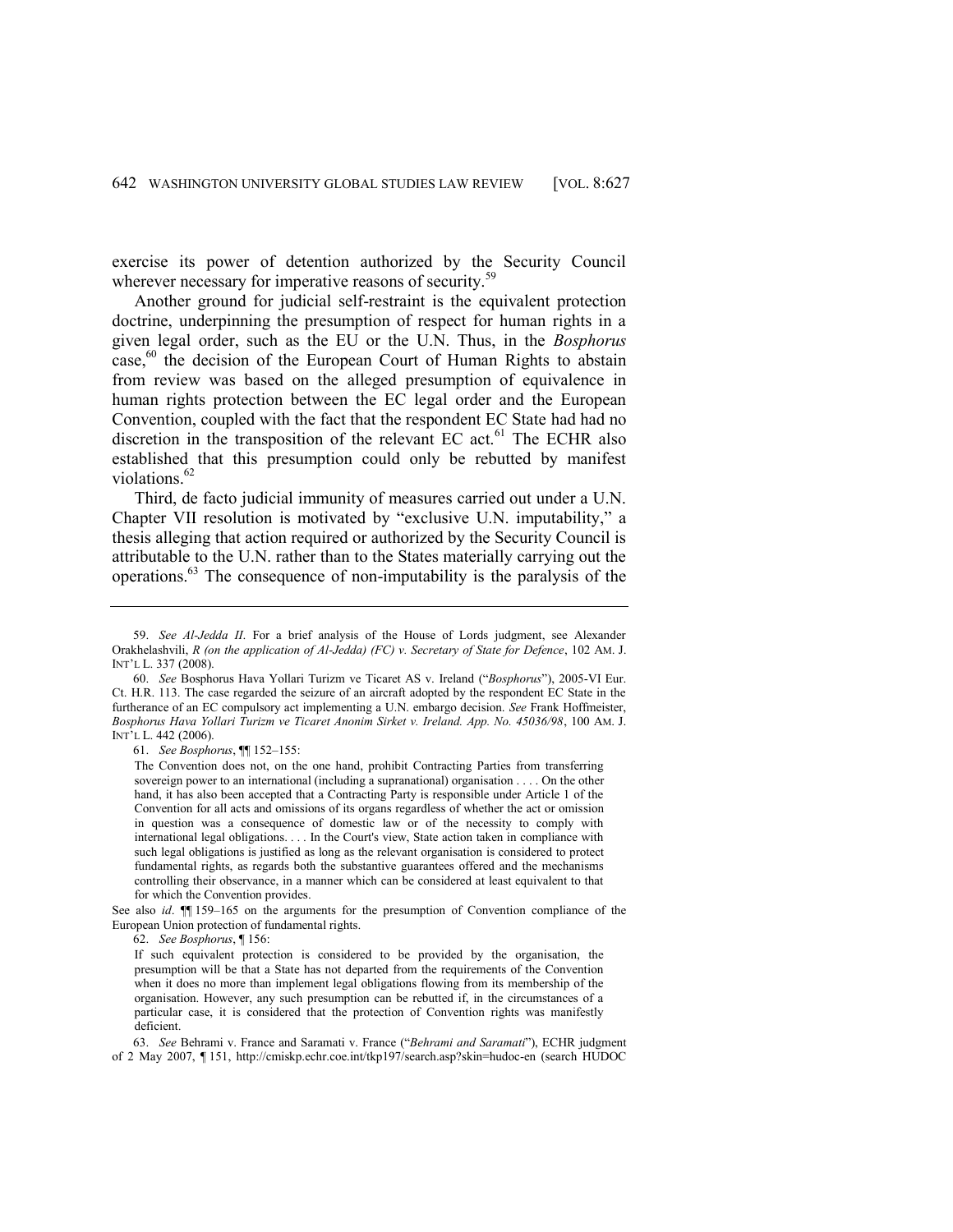exercise its power of detention authorized by the Security Council wherever necessary for imperative reasons of security.[59]

Another ground for judicial self-restraint is the equivalent protection doctrine, underpinning the presumption of respect for human rights in a given legal order, such as the EU or the U.N. Thus, in the *Bosphorus* case,[60] the decision of the European Court of Human Rights to abstain from review was based on the alleged presumption of equivalence in human rights protection between the EC legal order and the European Convention, coupled with the fact that the respondent EC State had had no discretion in the transposition of the relevant EC act.[61] The ECHR also established that this presumption could only be rebutted by manifest violations.[62]

Third, de facto judicial immunity of measures carried out under a U.N. Chapter VII resolution is motivated by "exclusive U.N. imputability," a thesis alleging that action required or authorized by the Security Council is attributable to the U.N. rather than to the States materially carrying out the operations.[63] The consequence of non-imputability is the paralysis of the

---

59. *See Al-Jedda II*. For a brief analysis of the House of Lords judgment, see Alexander Orakhelashvili, *R (on the application of Al-Jedda) (FC) v. Secretary of State for Defence*, 102 AM. J. INT'L L. 337 (2008).

60. *See* Bosphorus Hava Yollari Turizm ve Ticaret AS v. Ireland ("*Bosphorus*"), 2005-VI Eur. Ct. H.R. 113. The case regarded the seizure of an aircraft adopted by the respondent EC State in the furtherance of an EC compulsory act implementing a U.N. embargo decision. *See* Frank Hoffmeister, *Bosphorus Hava Yollari Turizm ve Ticaret Anonim Sirket v. Ireland. App. No. 45036/98*, 100 AM. J. INT'L L. 442 (2006).

61. *See Bosphorus*, ¶¶ 152–155:

> The Convention does not, on the one hand, prohibit Contracting Parties from transferring sovereign power to an international (including a supranational) organisation . . . . On the other hand, it has also been accepted that a Contracting Party is responsible under Article 1 of the Convention for all acts and omissions of its organs regardless of whether the act or omission in question was a consequence of domestic law or of the necessity to comply with international legal obligations. . . . In the Court's view, State action taken in compliance with such legal obligations is justified as long as the relevant organisation is considered to protect fundamental rights, as regards both the substantive guarantees offered and the mechanisms controlling their observance, in a manner which can be considered at least equivalent to that for which the Convention provides.

See also *id*. ¶¶ 159–165 on the arguments for the presumption of Convention compliance of the European Union protection of fundamental rights.

62. *See Bosphorus*, ¶ 156:

> If such equivalent protection is considered to be provided by the organisation, the presumption will be that a State has not departed from the requirements of the Convention when it does no more than implement legal obligations flowing from its membership of the organisation. However, any such presumption can be rebutted if, in the circumstances of a particular case, it is considered that the protection of Convention rights was manifestly deficient.

63. *See* Behrami v. France and Saramati v. France ("*Behrami and Saramati*"), ECHR judgment of 2 May 2007, ¶ 151, http://cmiskp.echr.coe.int/tkp197/search.asp?skin=hudoc-en (search HUDOC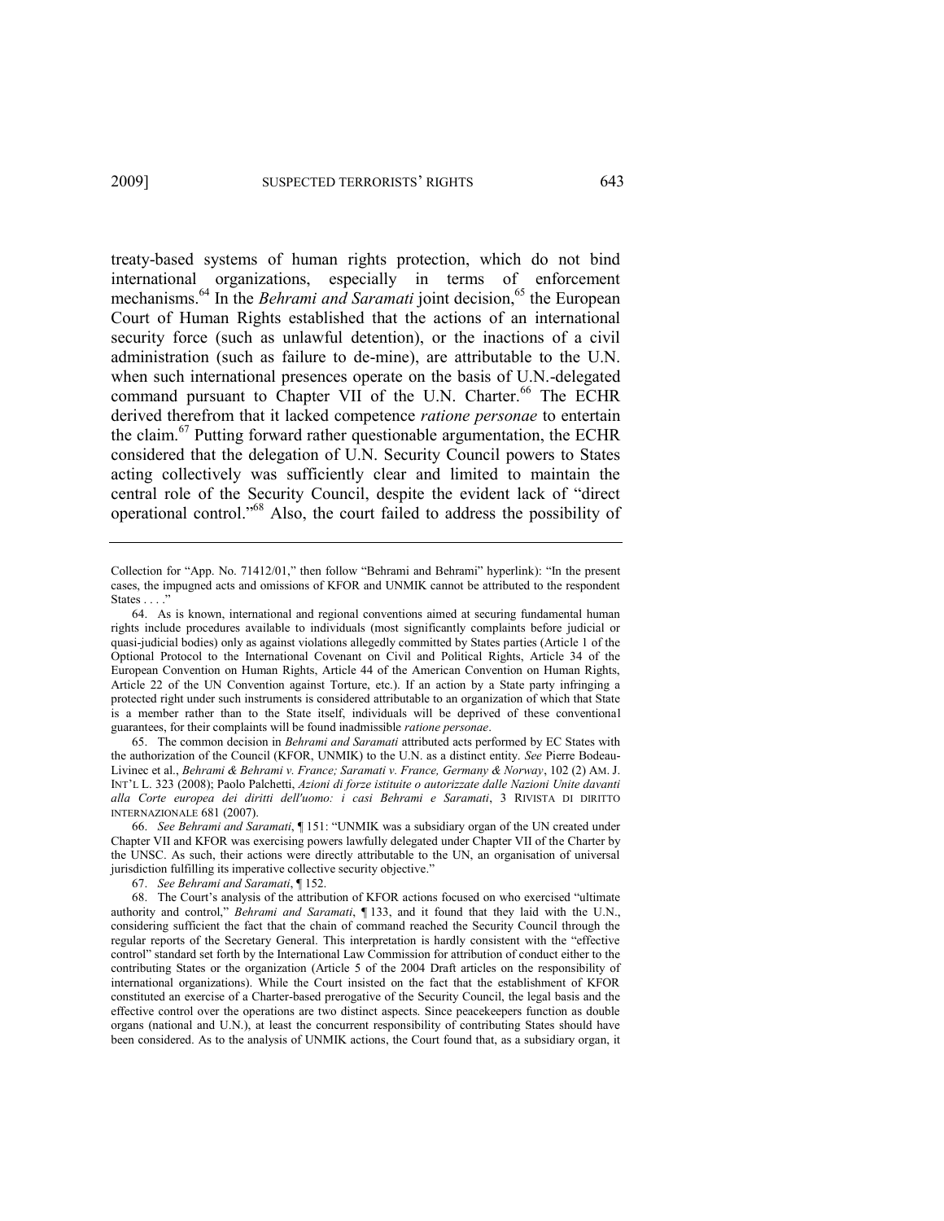treaty-based systems of human rights protection, which do not bind international organizations, especially in terms of enforcement mechanisms.[64] In the *Behrami and Saramati* joint decision,[65] the European Court of Human Rights established that the actions of an international security force (such as unlawful detention), or the inactions of a civil administration (such as failure to de-mine), are attributable to the U.N. when such international presences operate on the basis of U.N.-delegated command pursuant to Chapter VII of the U.N. Charter.[66] The ECHR derived therefrom that it lacked competence *ratione personae* to entertain the claim.[67] Putting forward rather questionable argumentation, the ECHR considered that the delegation of U.N. Security Council powers to States acting collectively was sufficiently clear and limited to maintain the central role of the Security Council, despite the evident lack of "direct operational control."[68] Also, the court failed to address the possibility of

---

Collection for "App. No. 71412/01," then follow "Behrami and Behrami" hyperlink): "In the present cases, the impugned acts and omissions of KFOR and UNMIK cannot be attributed to the respondent States . . . ."

64. As is known, international and regional conventions aimed at securing fundamental human rights include procedures available to individuals (most significantly complaints before judicial or quasi-judicial bodies) only as against violations allegedly committed by States parties (Article 1 of the Optional Protocol to the International Covenant on Civil and Political Rights, Article 34 of the European Convention on Human Rights, Article 44 of the American Convention on Human Rights, Article 22 of the UN Convention against Torture, etc.). If an action by a State party infringing a protected right under such instruments is considered attributable to an organization of which that State is a member rather than to the State itself, individuals will be deprived of these conventional guarantees, for their complaints will be found inadmissible *ratione personae*.

65. The common decision in *Behrami and Saramati* attributed acts performed by EC States with the authorization of the Council (KFOR, UNMIK) to the U.N. as a distinct entity. *See* Pierre Bodeau-Livinec et al., *Behrami & Behrami v. France; Saramati v. France, Germany & Norway*, 102 (2) AM. J. INT'L L. 323 (2008); Paolo Palchetti, *Azioni di forze istituite o autorizzate dalle Nazioni Unite davanti alla Corte europea dei diritti dell'uomo: i casi Behrami e Saramati*, 3 RIVISTA DI DIRITTO INTERNAZIONALE 681 (2007).

66. *See Behrami and Saramati*, ¶ 151: "UNMIK was a subsidiary organ of the UN created under Chapter VII and KFOR was exercising powers lawfully delegated under Chapter VII of the Charter by the UNSC. As such, their actions were directly attributable to the UN, an organisation of universal jurisdiction fulfilling its imperative collective security objective."

67. *See Behrami and Saramati*, ¶ 152.

68. The Court's analysis of the attribution of KFOR actions focused on who exercised "ultimate authority and control," *Behrami and Saramati*, ¶ 133, and it found that they laid with the U.N., considering sufficient the fact that the chain of command reached the Security Council through the regular reports of the Secretary General. This interpretation is hardly consistent with the "effective control" standard set forth by the International Law Commission for attribution of conduct either to the contributing States or the organization (Article 5 of the 2004 Draft articles on the responsibility of international organizations). While the Court insisted on the fact that the establishment of KFOR constituted an exercise of a Charter-based prerogative of the Security Council, the legal basis and the effective control over the operations are two distinct aspects. Since peacekeepers function as double organs (national and U.N.), at least the concurrent responsibility of contributing States should have been considered. As to the analysis of UNMIK actions, the Court found that, as a subsidiary organ, it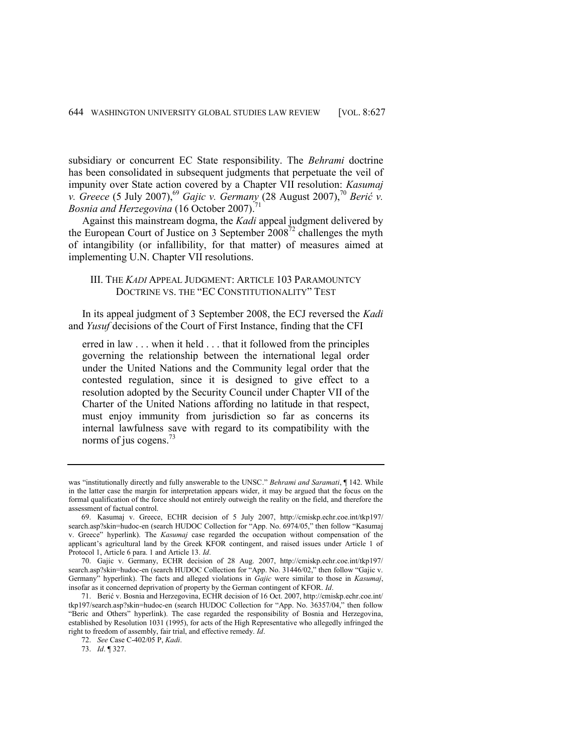subsidiary or concurrent EC State responsibility. The *Behrami* doctrine has been consolidated in subsequent judgments that perpetuate the veil of impunity over State action covered by a Chapter VII resolution: *Kasumaj v. Greece* (5 July 2007),[69] *Gajic v. Germany* (28 August 2007),[70] *Berić v. Bosnia and Herzegovina* (16 October 2007).[71]

Against this mainstream dogma, the *Kadi* appeal judgment delivered by the European Court of Justice on 3 September 2008[72] challenges the myth of intangibility (or infallibility, for that matter) of measures aimed at implementing U.N. Chapter VII resolutions.

## III. THE *KADI* APPEAL JUDGMENT: ARTICLE 103 PARAMOUNTCY DOCTRINE VS. THE "EC CONSTITUTIONALITY" TEST

In its appeal judgment of 3 September 2008, the ECJ reversed the *Kadi* and *Yusuf* decisions of the Court of First Instance, finding that the CFI

> erred in law . . . when it held . . . that it followed from the principles governing the relationship between the international legal order under the United Nations and the Community legal order that the contested regulation, since it is designed to give effect to a resolution adopted by the Security Council under Chapter VII of the Charter of the United Nations affording no latitude in that respect, must enjoy immunity from jurisdiction so far as concerns its internal lawfulness save with regard to its compatibility with the norms of jus cogens.[73]

---

was "institutionally directly and fully answerable to the UNSC." *Behrami and Saramati*, ¶ 142. While in the latter case the margin for interpretation appears wider, it may be argued that the focus on the formal qualification of the force should not entirely outweigh the reality on the field, and therefore the assessment of factual control.

69. Kasumaj v. Greece, ECHR decision of 5 July 2007, http://cmiskp.echr.coe.int/tkp197/search.asp?skin=hudoc-en (search HUDOC Collection for "App. No. 6974/05," then follow "Kasumaj v. Greece" hyperlink). The *Kasumaj* case regarded the occupation without compensation of the applicant's agricultural land by the Greek KFOR contingent, and raised issues under Article 1 of Protocol 1, Article 6 para. 1 and Article 13. *Id*.

70. Gajic v. Germany, ECHR decision of 28 Aug. 2007, http://cmiskp.echr.coe.int/tkp197/search.asp?skin=hudoc-en (search HUDOC Collection for "App. No. 31446/02," then follow "Gajic v. Germany" hyperlink). The facts and alleged violations in *Gajic* were similar to those in *Kasumaj*, insofar as it concerned deprivation of property by the German contingent of KFOR. *Id*.

71. Berić v. Bosnia and Herzegovina, ECHR decision of 16 Oct. 2007, http://cmiskp.echr.coe.int/tkp197/search.asp?skin=hudoc-en (search HUDOC Collection for "App. No. 36357/04," then follow "Beric and Others" hyperlink). The case regarded the responsibility of Bosnia and Herzegovina, established by Resolution 1031 (1995), for acts of the High Representative who allegedly infringed the right to freedom of assembly, fair trial, and effective remedy. *Id*.

72. *See* Case C-402/05 P, *Kadi*.

73. *Id*. ¶ 327.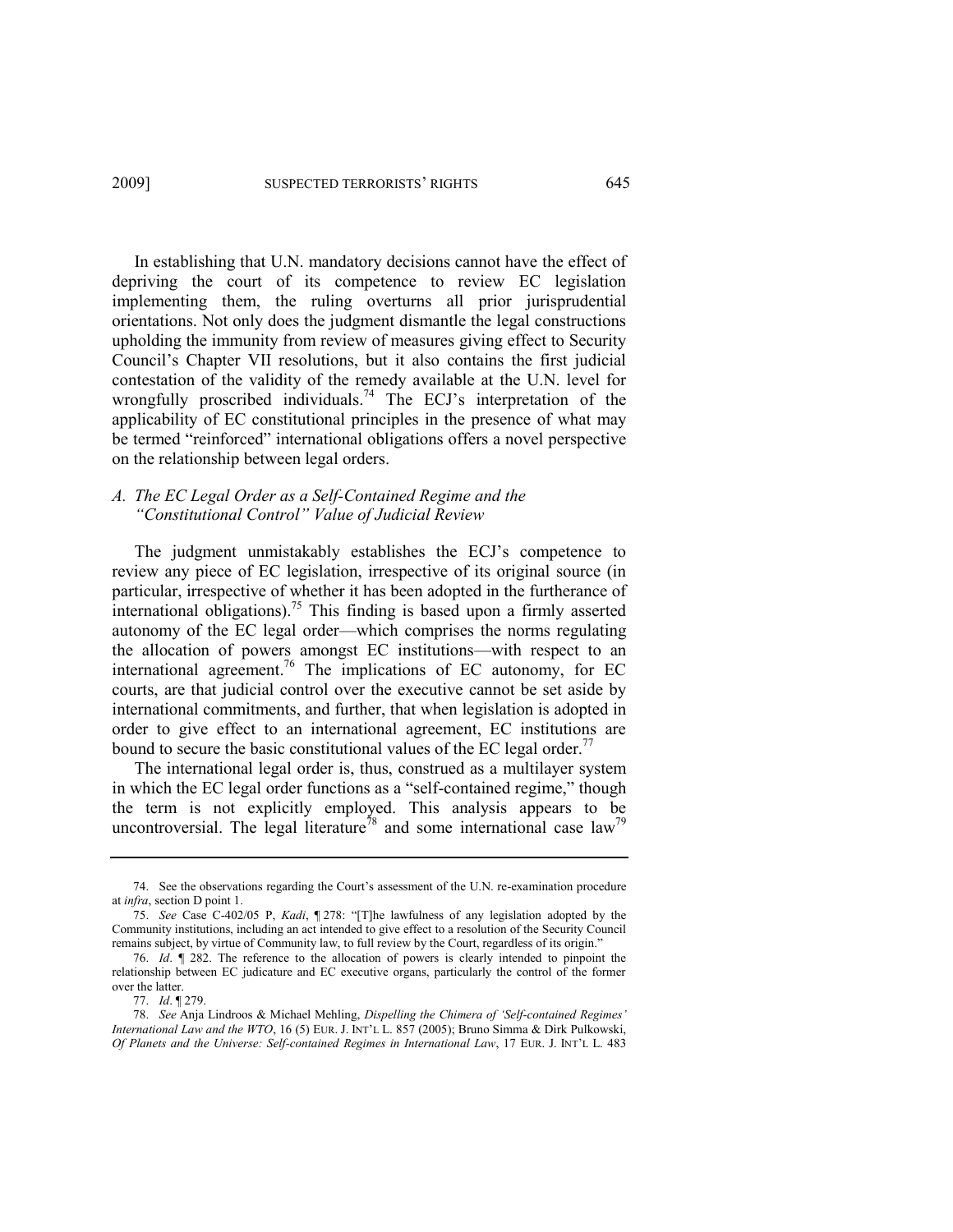In establishing that U.N. mandatory decisions cannot have the effect of depriving the court of its competence to review EC legislation implementing them, the ruling overturns all prior jurisprudential orientations. Not only does the judgment dismantle the legal constructions upholding the immunity from review of measures giving effect to Security Council's Chapter VII resolutions, but it also contains the first judicial contestation of the validity of the remedy available at the U.N. level for wrongfully proscribed individuals.[74] The ECJ's interpretation of the applicability of EC constitutional principles in the presence of what may be termed "reinforced" international obligations offers a novel perspective on the relationship between legal orders.

### *A. The EC Legal Order as a Self-Contained Regime and the "Constitutional Control" Value of Judicial Review*

The judgment unmistakably establishes the ECJ's competence to review any piece of EC legislation, irrespective of its original source (in particular, irrespective of whether it has been adopted in the furtherance of international obligations).[75] This finding is based upon a firmly asserted autonomy of the EC legal order—which comprises the norms regulating the allocation of powers amongst EC institutions—with respect to an international agreement.[76] The implications of EC autonomy, for EC courts, are that judicial control over the executive cannot be set aside by international commitments, and further, that when legislation is adopted in order to give effect to an international agreement, EC institutions are bound to secure the basic constitutional values of the EC legal order.[77]

The international legal order is, thus, construed as a multilayer system in which the EC legal order functions as a "self-contained regime," though the term is not explicitly employed. This analysis appears to be uncontroversial. The legal literature[78] and some international case law[79]

---

74. See the observations regarding the Court's assessment of the U.N. re-examination procedure at *infra*, section D point 1.

75. *See* Case C-402/05 P, *Kadi*, ¶ 278: "[T]he lawfulness of any legislation adopted by the Community institutions, including an act intended to give effect to a resolution of the Security Council remains subject, by virtue of Community law, to full review by the Court, regardless of its origin."

76. *Id*. ¶ 282. The reference to the allocation of powers is clearly intended to pinpoint the relationship between EC judicature and EC executive organs, particularly the control of the former over the latter.

77. *Id*. ¶ 279.

78. *See* Anja Lindroos & Michael Mehling, *Dispelling the Chimera of 'Self-contained Regimes' International Law and the WTO*, 16 (5) EUR. J. INT'L L. 857 (2005); Bruno Simma & Dirk Pulkowski, *Of Planets and the Universe: Self-contained Regimes in International Law*, 17 EUR. J. INT'L L. 483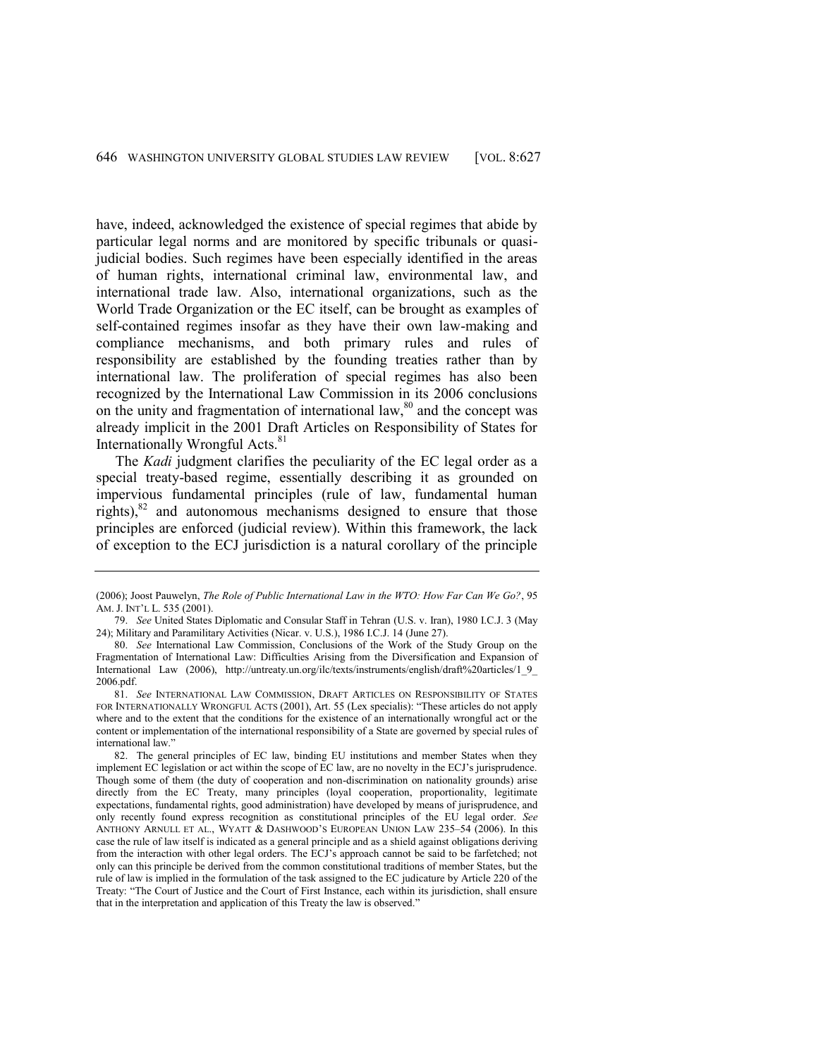have, indeed, acknowledged the existence of special regimes that abide by particular legal norms and are monitored by specific tribunals or quasi-judicial bodies. Such regimes have been especially identified in the areas of human rights, international criminal law, environmental law, and international trade law. Also, international organizations, such as the World Trade Organization or the EC itself, can be brought as examples of self-contained regimes insofar as they have their own law-making and compliance mechanisms, and both primary rules and rules of responsibility are established by the founding treaties rather than by international law. The proliferation of special regimes has also been recognized by the International Law Commission in its 2006 conclusions on the unity and fragmentation of international law,[80] and the concept was already implicit in the 2001 Draft Articles on Responsibility of States for Internationally Wrongful Acts.[81]

The *Kadi* judgment clarifies the peculiarity of the EC legal order as a special treaty-based regime, essentially describing it as grounded on impervious fundamental principles (rule of law, fundamental human rights),[82] and autonomous mechanisms designed to ensure that those principles are enforced (judicial review). Within this framework, the lack of exception to the ECJ jurisdiction is a natural corollary of the principle

---

(2006); Joost Pauwelyn, *The Role of Public International Law in the WTO: How Far Can We Go?*, 95 AM. J. INT'L L. 535 (2001).

79. *See* United States Diplomatic and Consular Staff in Tehran (U.S. v. Iran), 1980 I.C.J. 3 (May 24); Military and Paramilitary Activities (Nicar. v. U.S.), 1986 I.C.J. 14 (June 27).

80. *See* International Law Commission, Conclusions of the Work of the Study Group on the Fragmentation of International Law: Difficulties Arising from the Diversification and Expansion of International Law (2006), http://untreaty.un.org/ilc/texts/instruments/english/draft%20articles/1_9_2006.pdf.

81. *See* INTERNATIONAL LAW COMMISSION, DRAFT ARTICLES ON RESPONSIBILITY OF STATES FOR INTERNATIONALLY WRONGFUL ACTS (2001), Art. 55 (Lex specialis): "These articles do not apply where and to the extent that the conditions for the existence of an internationally wrongful act or the content or implementation of the international responsibility of a State are governed by special rules of international law."

82. The general principles of EC law, binding EU institutions and member States when they implement EC legislation or act within the scope of EC law, are no novelty in the ECJ's jurisprudence. Though some of them (the duty of cooperation and non-discrimination on nationality grounds) arise directly from the EC Treaty, many principles (loyal cooperation, proportionality, legitimate expectations, fundamental rights, good administration) have developed by means of jurisprudence, and only recently found express recognition as constitutional principles of the EU legal order. *See* ANTHONY ARNULL ET AL., WYATT & DASHWOOD'S EUROPEAN UNION LAW 235–54 (2006). In this case the rule of law itself is indicated as a general principle and as a shield against obligations deriving from the interaction with other legal orders. The ECJ's approach cannot be said to be farfetched; not only can this principle be derived from the common constitutional traditions of member States, but the rule of law is implied in the formulation of the task assigned to the EC judicature by Article 220 of the Treaty: "The Court of Justice and the Court of First Instance, each within its jurisdiction, shall ensure that in the interpretation and application of this Treaty the law is observed."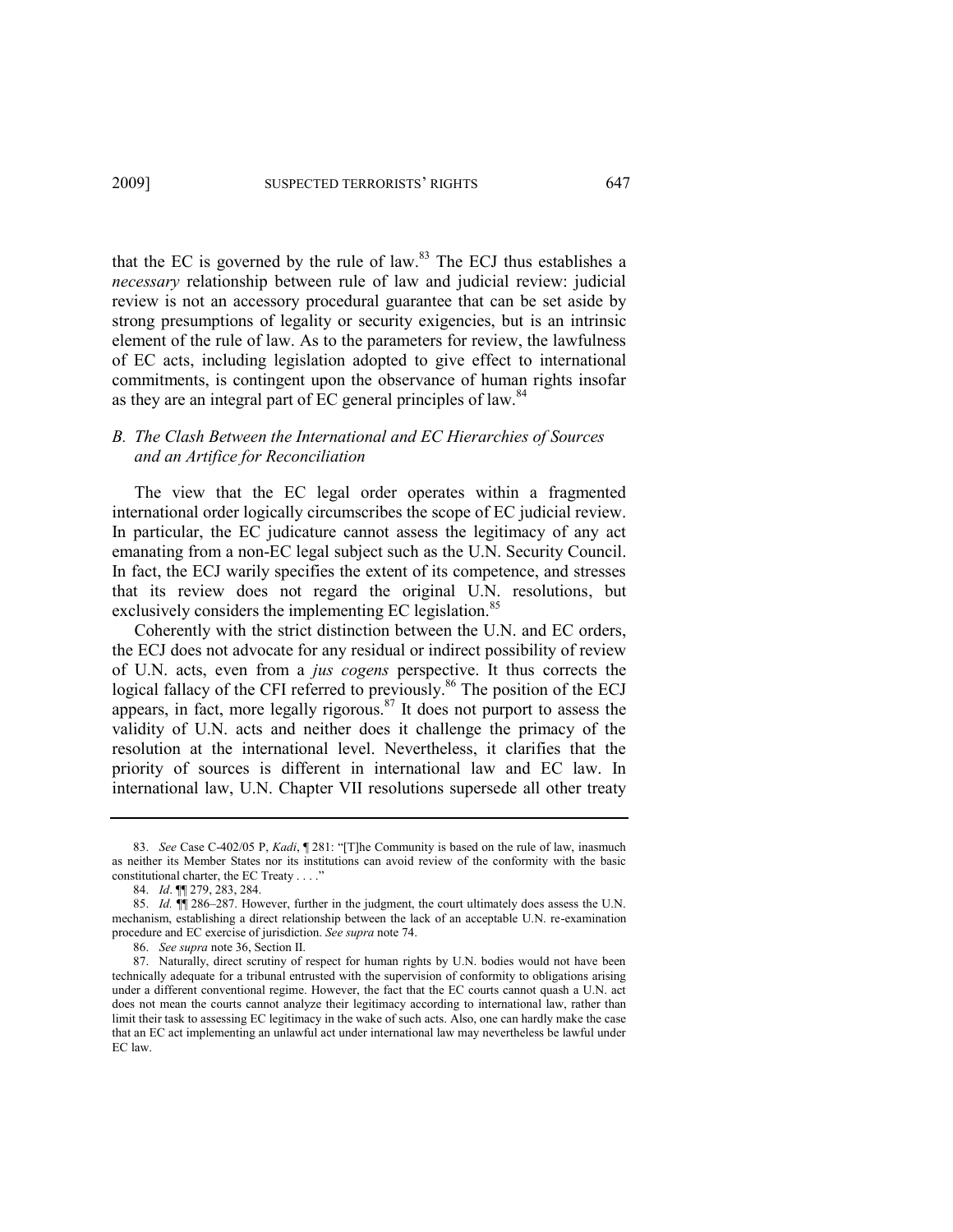that the EC is governed by the rule of law.[83] The ECJ thus establishes a *necessary* relationship between rule of law and judicial review: judicial review is not an accessory procedural guarantee that can be set aside by strong presumptions of legality or security exigencies, but is an intrinsic element of the rule of law. As to the parameters for review, the lawfulness of EC acts, including legislation adopted to give effect to international commitments, is contingent upon the observance of human rights insofar as they are an integral part of EC general principles of law.[84]

### *B. The Clash Between the International and EC Hierarchies of Sources and an Artifice for Reconciliation*

The view that the EC legal order operates within a fragmented international order logically circumscribes the scope of EC judicial review. In particular, the EC judicature cannot assess the legitimacy of any act emanating from a non-EC legal subject such as the U.N. Security Council. In fact, the ECJ warily specifies the extent of its competence, and stresses that its review does not regard the original U.N. resolutions, but exclusively considers the implementing EC legislation.[85]

Coherently with the strict distinction between the U.N. and EC orders, the ECJ does not advocate for any residual or indirect possibility of review of U.N. acts, even from a *jus cogens* perspective. It thus corrects the logical fallacy of the CFI referred to previously.[86] The position of the ECJ appears, in fact, more legally rigorous.[87] It does not purport to assess the validity of U.N. acts and neither does it challenge the primacy of the resolution at the international level. Nevertheless, it clarifies that the priority of sources is different in international law and EC law. In international law, U.N. Chapter VII resolutions supersede all other treaty

---

83. *See* Case C-402/05 P, *Kadi*, ¶ 281: "[T]he Community is based on the rule of law, inasmuch as neither its Member States nor its institutions can avoid review of the conformity with the basic constitutional charter, the EC Treaty . . . ."

84. *Id*. ¶¶ 279, 283, 284.

85. *Id.* ¶¶ 286–287. However, further in the judgment, the court ultimately does assess the U.N. mechanism, establishing a direct relationship between the lack of an acceptable U.N. re-examination procedure and EC exercise of jurisdiction. *See supra* note 74.

86. *See supra* note 36, Section II.

87. Naturally, direct scrutiny of respect for human rights by U.N. bodies would not have been technically adequate for a tribunal entrusted with the supervision of conformity to obligations arising under a different conventional regime. However, the fact that the EC courts cannot quash a U.N. act does not mean the courts cannot analyze their legitimacy according to international law, rather than limit their task to assessing EC legitimacy in the wake of such acts. Also, one can hardly make the case that an EC act implementing an unlawful act under international law may nevertheless be lawful under EC law.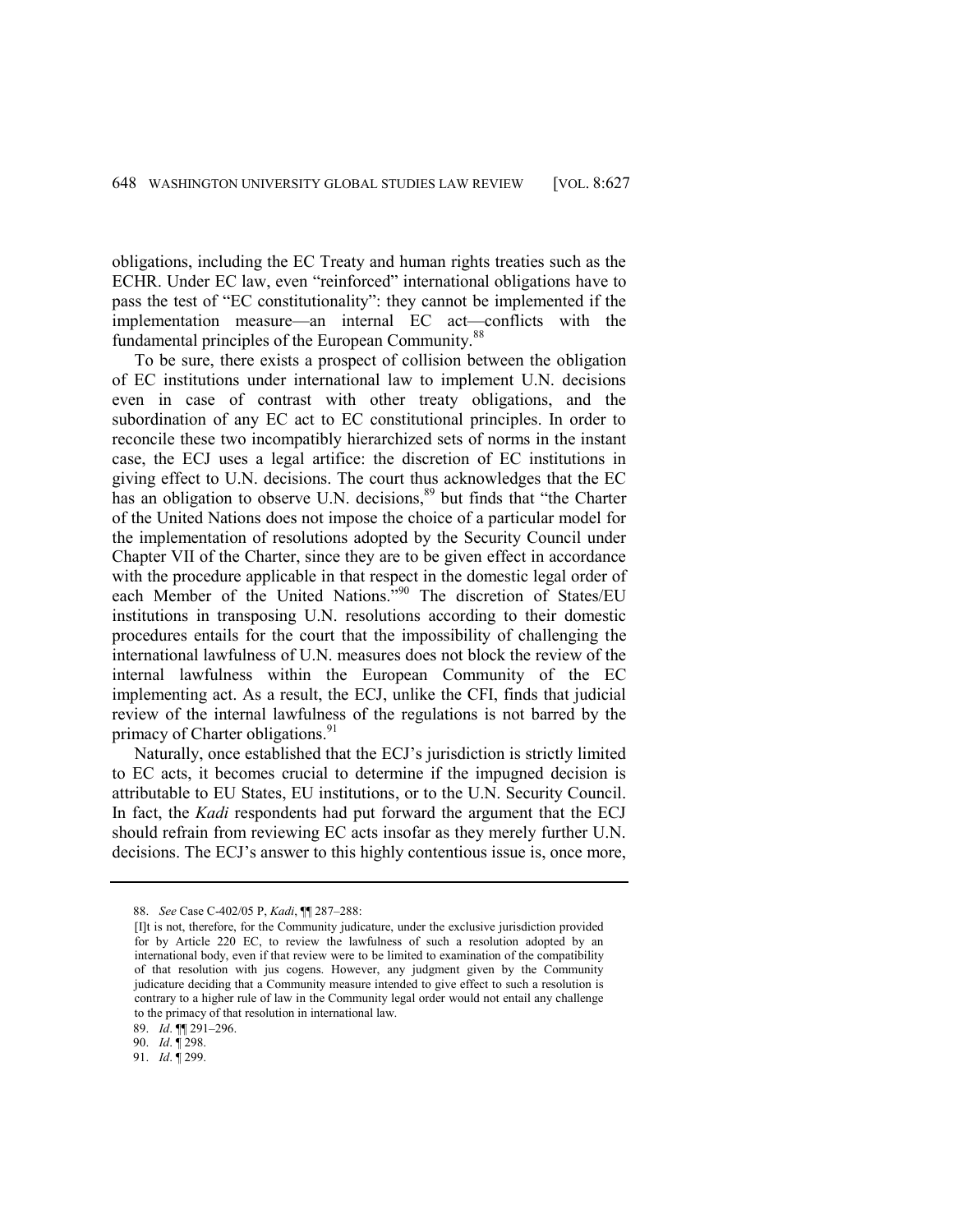obligations, including the EC Treaty and human rights treaties such as the ECHR. Under EC law, even "reinforced" international obligations have to pass the test of "EC constitutionality": they cannot be implemented if the implementation measure—an internal EC act—conflicts with the fundamental principles of the European Community.[88]

To be sure, there exists a prospect of collision between the obligation of EC institutions under international law to implement U.N. decisions even in case of contrast with other treaty obligations, and the subordination of any EC act to EC constitutional principles. In order to reconcile these two incompatibly hierarchized sets of norms in the instant case, the ECJ uses a legal artifice: the discretion of EC institutions in giving effect to U.N. decisions. The court thus acknowledges that the EC has an obligation to observe U.N. decisions,[89] but finds that "the Charter of the United Nations does not impose the choice of a particular model for the implementation of resolutions adopted by the Security Council under Chapter VII of the Charter, since they are to be given effect in accordance with the procedure applicable in that respect in the domestic legal order of each Member of the United Nations."[90] The discretion of States/EU institutions in transposing U.N. resolutions according to their domestic procedures entails for the court that the impossibility of challenging the international lawfulness of U.N. measures does not block the review of the internal lawfulness within the European Community of the EC implementing act. As a result, the ECJ, unlike the CFI, finds that judicial review of the internal lawfulness of the regulations is not barred by the primacy of Charter obligations.[91]

Naturally, once established that the ECJ's jurisdiction is strictly limited to EC acts, it becomes crucial to determine if the impugned decision is attributable to EU States, EU institutions, or to the U.N. Security Council. In fact, the *Kadi* respondents had put forward the argument that the ECJ should refrain from reviewing EC acts insofar as they merely further U.N. decisions. The ECJ's answer to this highly contentious issue is, once more,

---

88. *See* Case C-402/05 P, *Kadi*, ¶¶ 287–288:

> [I]t is not, therefore, for the Community judicature, under the exclusive jurisdiction provided for by Article 220 EC, to review the lawfulness of such a resolution adopted by an international body, even if that review were to be limited to examination of the compatibility of that resolution with jus cogens. However, any judgment given by the Community judicature deciding that a Community measure intended to give effect to such a resolution is contrary to a higher rule of law in the Community legal order would not entail any challenge to the primacy of that resolution in international law.

89. *Id*. ¶¶ 291–296.

90. *Id*. ¶ 298.

91. *Id*. ¶ 299.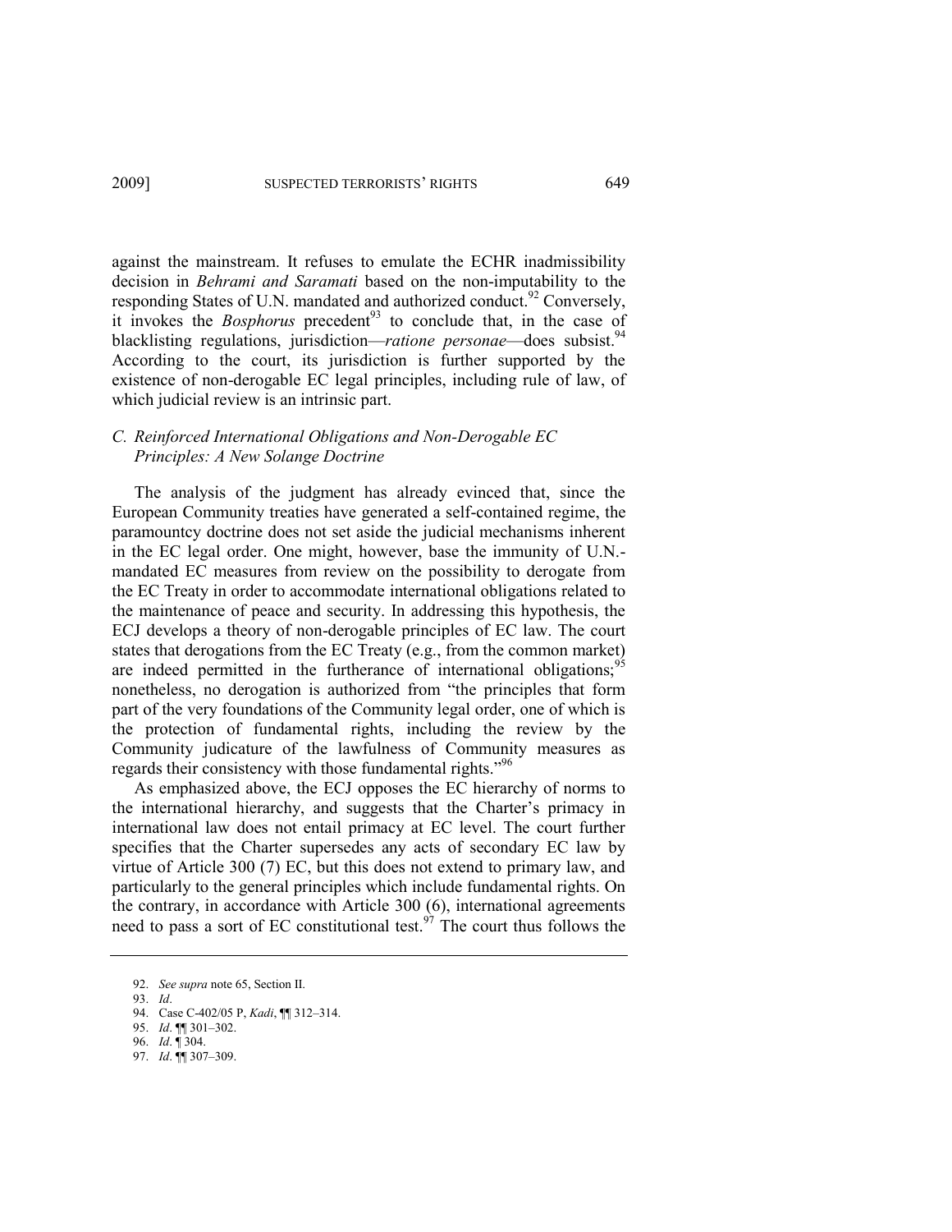against the mainstream. It refuses to emulate the ECHR inadmissibility decision in *Behrami and Saramati* based on the non-imputability to the responding States of U.N. mandated and authorized conduct.[92] Conversely, it invokes the *Bosphorus* precedent[93] to conclude that, in the case of blacklisting regulations, jurisdiction—*ratione personae*—does subsist.[94] According to the court, its jurisdiction is further supported by the existence of non-derogable EC legal principles, including rule of law, of which judicial review is an intrinsic part.

### *C. Reinforced International Obligations and Non-Derogable EC Principles: A New Solange Doctrine*

The analysis of the judgment has already evinced that, since the European Community treaties have generated a self-contained regime, the paramountcy doctrine does not set aside the judicial mechanisms inherent in the EC legal order. One might, however, base the immunity of U.N.-mandated EC measures from review on the possibility to derogate from the EC Treaty in order to accommodate international obligations related to the maintenance of peace and security. In addressing this hypothesis, the ECJ develops a theory of non-derogable principles of EC law. The court states that derogations from the EC Treaty (e.g., from the common market) are indeed permitted in the furtherance of international obligations;[95] nonetheless, no derogation is authorized from "the principles that form part of the very foundations of the Community legal order, one of which is the protection of fundamental rights, including the review by the Community judicature of the lawfulness of Community measures as regards their consistency with those fundamental rights."[96]

As emphasized above, the ECJ opposes the EC hierarchy of norms to the international hierarchy, and suggests that the Charter's primacy in international law does not entail primacy at EC level. The court further specifies that the Charter supersedes any acts of secondary EC law by virtue of Article 300 (7) EC, but this does not extend to primary law, and particularly to the general principles which include fundamental rights. On the contrary, in accordance with Article 300 (6), international agreements need to pass a sort of EC constitutional test.[97] The court thus follows the

---

92. *See supra* note 65, Section II.

93. *Id*.

94. Case C-402/05 P, *Kadi*, ¶¶ 312–314.

95. *Id*. ¶¶ 301–302.

96. *Id*. ¶ 304.

97. *Id*. ¶¶ 307–309.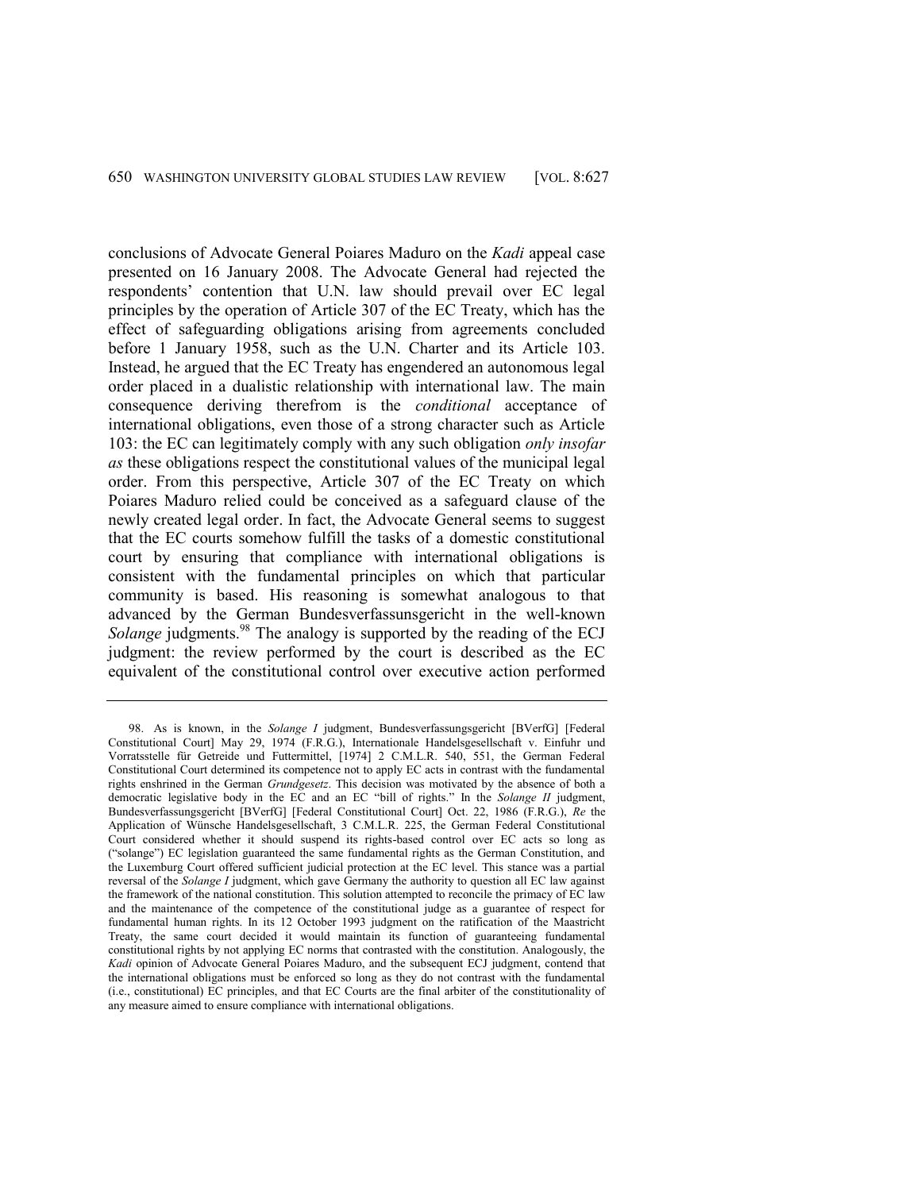conclusions of Advocate General Poiares Maduro on the *Kadi* appeal case presented on 16 January 2008. The Advocate General had rejected the respondents' contention that U.N. law should prevail over EC legal principles by the operation of Article 307 of the EC Treaty, which has the effect of safeguarding obligations arising from agreements concluded before 1 January 1958, such as the U.N. Charter and its Article 103. Instead, he argued that the EC Treaty has engendered an autonomous legal order placed in a dualistic relationship with international law. The main consequence deriving therefrom is the *conditional* acceptance of international obligations, even those of a strong character such as Article 103: the EC can legitimately comply with any such obligation *only insofar as* these obligations respect the constitutional values of the municipal legal order. From this perspective, Article 307 of the EC Treaty on which Poiares Maduro relied could be conceived as a safeguard clause of the newly created legal order. In fact, the Advocate General seems to suggest that the EC courts somehow fulfill the tasks of a domestic constitutional court by ensuring that compliance with international obligations is consistent with the fundamental principles on which that particular community is based. His reasoning is somewhat analogous to that advanced by the German Bundesverfassungsgericht in the well-known *Solange* judgments.[98] The analogy is supported by the reading of the ECJ judgment: the review performed by the court is described as the EC equivalent of the constitutional control over executive action performed

---

98. As is known, in the *Solange I* judgment, Bundesverfassungsgericht [BVerfG] [Federal Constitutional Court] May 29, 1974 (F.R.G.), Internationale Handelsgesellschaft v. Einfuhr und Vorratsstelle für Getreide und Futtermittel, [1974] 2 C.M.L.R. 540, 551, the German Federal Constitutional Court determined its competence not to apply EC acts in contrast with the fundamental rights enshrined in the German *Grundgesetz*. This decision was motivated by the absence of both a democratic legislative body in the EC and an EC "bill of rights." In the *Solange II* judgment, Bundesverfassungsgericht [BVerfG] [Federal Constitutional Court] Oct. 22, 1986 (F.R.G.), *Re* the Application of Wünsche Handelsgesellschaft, 3 C.M.L.R. 225, the German Federal Constitutional Court considered whether it should suspend its rights-based control over EC acts so long as ("solange") EC legislation guaranteed the same fundamental rights as the German Constitution, and the Luxemburg Court offered sufficient judicial protection at the EC level. This stance was a partial reversal of the *Solange I* judgment, which gave Germany the authority to question all EC law against the framework of the national constitution. This solution attempted to reconcile the primacy of EC law and the maintenance of the competence of the constitutional judge as a guarantee of respect for fundamental human rights. In its 12 October 1993 judgment on the ratification of the Maastricht Treaty, the same court decided it would maintain its function of guaranteeing fundamental constitutional rights by not applying EC norms that contrasted with the constitution. Analogously, the *Kadi* opinion of Advocate General Poiares Maduro, and the subsequent ECJ judgment, contend that the international obligations must be enforced so long as they do not contrast with the fundamental (i.e., constitutional) EC principles, and that EC Courts are the final arbiter of the constitutionality of any measure aimed to ensure compliance with international obligations.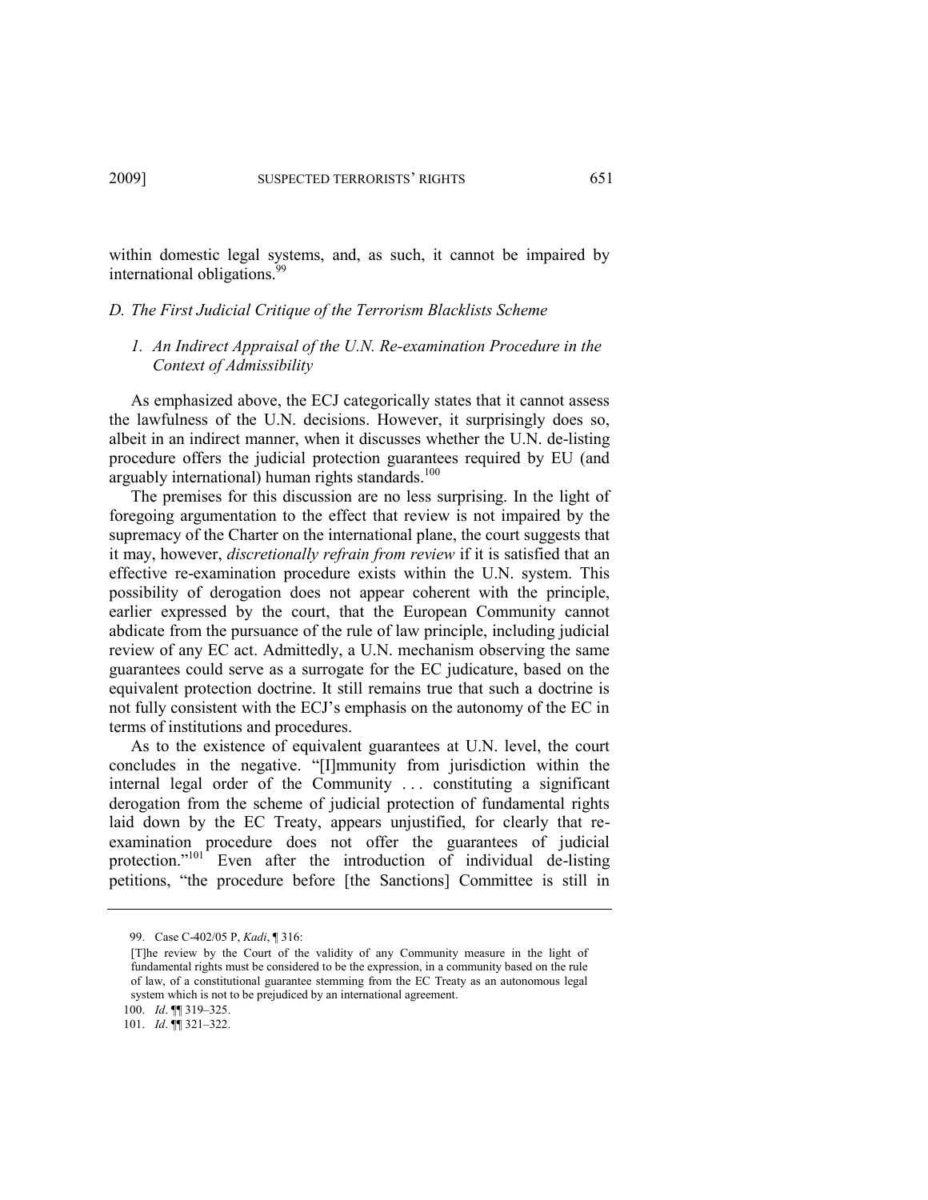within domestic legal systems, and, as such, it cannot be impaired by international obligations.[99]

### *D. The First Judicial Critique of the Terrorism Blacklists Scheme*

#### *1. An Indirect Appraisal of the U.N. Re-examination Procedure in the Context of Admissibility*

As emphasized above, the ECJ categorically states that it cannot assess the lawfulness of the U.N. decisions. However, it surprisingly does so, albeit in an indirect manner, when it discusses whether the U.N. de-listing procedure offers the judicial protection guarantees required by EU (and arguably international) human rights standards.[100]

The premises for this discussion are no less surprising. In the light of foregoing argumentation to the effect that review is not impaired by the supremacy of the Charter on the international plane, the court suggests that it may, however, *discretionally refrain from review* if it is satisfied that an effective re-examination procedure exists within the U.N. system. This possibility of derogation does not appear coherent with the principle, earlier expressed by the court, that the European Community cannot abdicate from the pursuance of the rule of law principle, including judicial review of any EC act. Admittedly, a U.N. mechanism observing the same guarantees could serve as a surrogate for the EC judicature, based on the equivalent protection doctrine. It still remains true that such a doctrine is not fully consistent with the ECJ's emphasis on the autonomy of the EC in terms of institutions and procedures.

As to the existence of equivalent guarantees at U.N. level, the court concludes in the negative. "[I]mmunity from jurisdiction within the internal legal order of the Community . . . constituting a significant derogation from the scheme of judicial protection of fundamental rights laid down by the EC Treaty, appears unjustified, for clearly that re-examination procedure does not offer the guarantees of judicial protection."[101] Even after the introduction of individual de-listing petitions, "the procedure before [the Sanctions] Committee is still in

---

99. Case C-402/05 P, *Kadi*, ¶ 316:

> [T]he review by the Court of the validity of any Community measure in the light of fundamental rights must be considered to be the expression, in a community based on the rule of law, of a constitutional guarantee stemming from the EC Treaty as an autonomous legal system which is not to be prejudiced by an international agreement.

100. *Id*. ¶¶ 319–325.

101. *Id*. ¶¶ 321–322.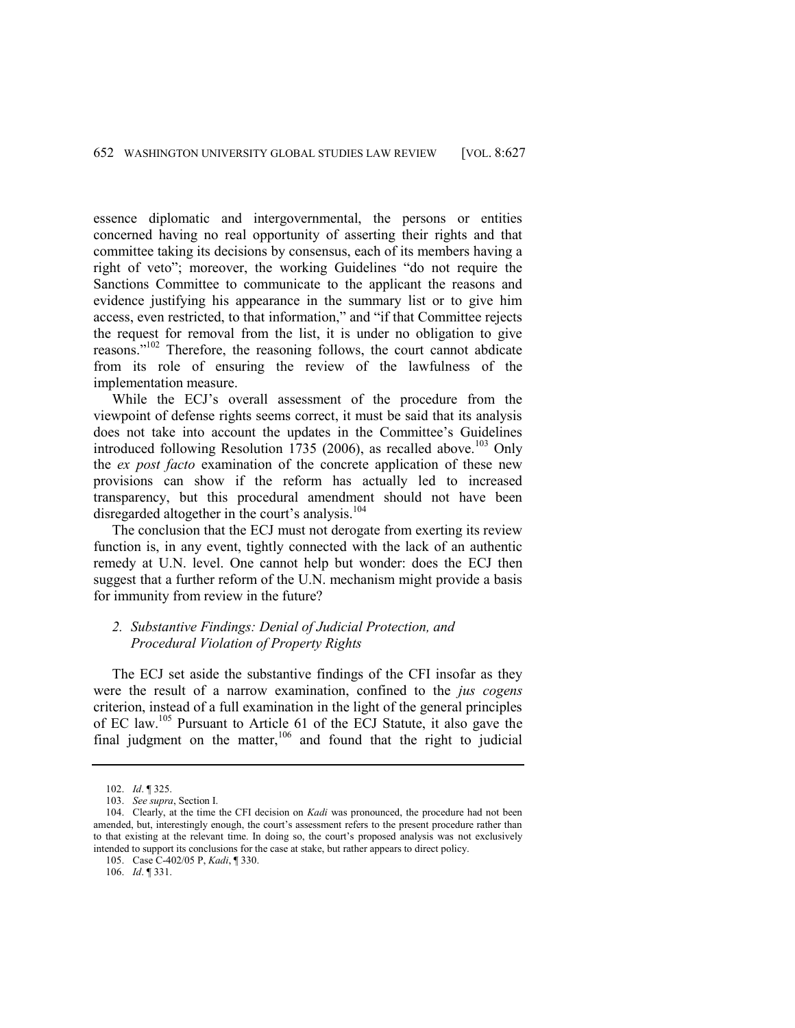essence diplomatic and intergovernmental, the persons or entities concerned having no real opportunity of asserting their rights and that committee taking its decisions by consensus, each of its members having a right of veto"; moreover, the working Guidelines "do not require the Sanctions Committee to communicate to the applicant the reasons and evidence justifying his appearance in the summary list or to give him access, even restricted, to that information," and "if that Committee rejects the request for removal from the list, it is under no obligation to give reasons."[102] Therefore, the reasoning follows, the court cannot abdicate from its role of ensuring the review of the lawfulness of the implementation measure.

While the ECJ's overall assessment of the procedure from the viewpoint of defense rights seems correct, it must be said that its analysis does not take into account the updates in the Committee's Guidelines introduced following Resolution 1735 (2006), as recalled above.[103] Only the *ex post facto* examination of the concrete application of these new provisions can show if the reform has actually led to increased transparency, but this procedural amendment should not have been disregarded altogether in the court's analysis.[104]

The conclusion that the ECJ must not derogate from exerting its review function is, in any event, tightly connected with the lack of an authentic remedy at U.N. level. One cannot help but wonder: does the ECJ then suggest that a further reform of the U.N. mechanism might provide a basis for immunity from review in the future?

### *2. Substantive Findings: Denial of Judicial Protection, and Procedural Violation of Property Rights*

The ECJ set aside the substantive findings of the CFI insofar as they were the result of a narrow examination, confined to the *jus cogens* criterion, instead of a full examination in the light of the general principles of EC law.[105] Pursuant to Article 61 of the ECJ Statute, it also gave the final judgment on the matter,[106] and found that the right to judicial

---

102. *Id*. ¶ 325.

103. *See supra*, Section I.

104. Clearly, at the time the CFI decision on *Kadi* was pronounced, the procedure had not been amended, but, interestingly enough, the court's assessment refers to the present procedure rather than to that existing at the relevant time. In doing so, the court's proposed analysis was not exclusively intended to support its conclusions for the case at stake, but rather appears to direct policy.

105. Case C-402/05 P, *Kadi*, ¶ 330.

106. *Id*. ¶ 331.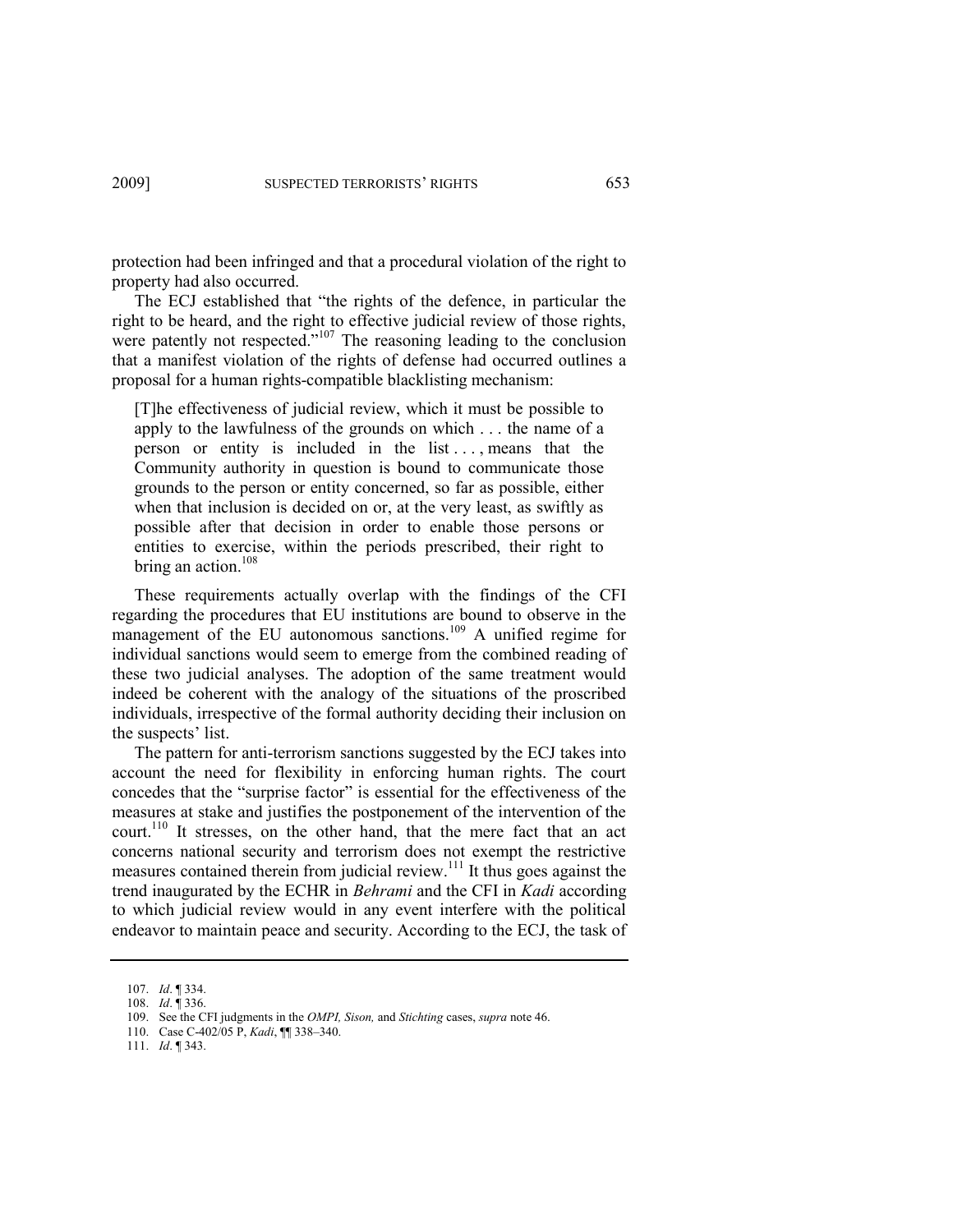protection had been infringed and that a procedural violation of the right to property had also occurred.

The ECJ established that "the rights of the defence, in particular the right to be heard, and the right to effective judicial review of those rights, were patently not respected."[107] The reasoning leading to the conclusion that a manifest violation of the rights of defense had occurred outlines a proposal for a human rights-compatible blacklisting mechanism:

> [T]he effectiveness of judicial review, which it must be possible to apply to the lawfulness of the grounds on which . . . the name of a person or entity is included in the list . . . , means that the Community authority in question is bound to communicate those grounds to the person or entity concerned, so far as possible, either when that inclusion is decided on or, at the very least, as swiftly as possible after that decision in order to enable those persons or entities to exercise, within the periods prescribed, their right to bring an action.[108]

These requirements actually overlap with the findings of the CFI regarding the procedures that EU institutions are bound to observe in the management of the EU autonomous sanctions.[109] A unified regime for individual sanctions would seem to emerge from the combined reading of these two judicial analyses. The adoption of the same treatment would indeed be coherent with the analogy of the situations of the proscribed individuals, irrespective of the formal authority deciding their inclusion on the suspects' list.

The pattern for anti-terrorism sanctions suggested by the ECJ takes into account the need for flexibility in enforcing human rights. The court concedes that the "surprise factor" is essential for the effectiveness of the measures at stake and justifies the postponement of the intervention of the court.[110] It stresses, on the other hand, that the mere fact that an act concerns national security and terrorism does not exempt the restrictive measures contained therein from judicial review.[111] It thus goes against the trend inaugurated by the ECHR in *Behrami* and the CFI in *Kadi* according to which judicial review would in any event interfere with the political endeavor to maintain peace and security. According to the ECJ, the task of

---

107. *Id*. ¶ 334.

108. *Id*. ¶ 336.

109. See the CFI judgments in the *OMPI, Sison,* and *Stichting* cases, *supra* note 46.

110. Case C-402/05 P, *Kadi*, ¶¶ 338–340.

111. *Id*. ¶ 343.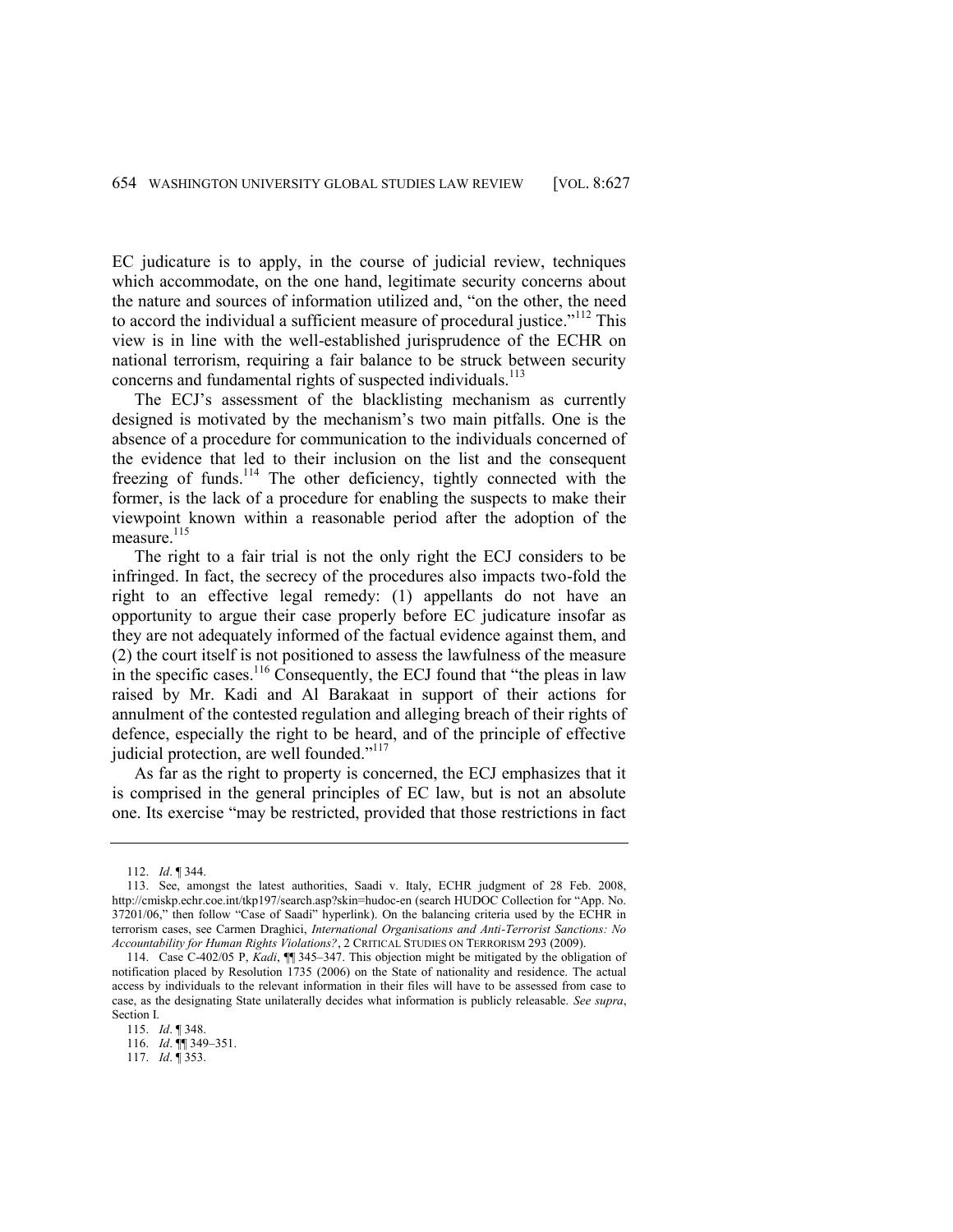EC judicature is to apply, in the course of judicial review, techniques which accommodate, on the one hand, legitimate security concerns about the nature and sources of information utilized and, "on the other, the need to accord the individual a sufficient measure of procedural justice."[112] This view is in line with the well-established jurisprudence of the ECHR on national terrorism, requiring a fair balance to be struck between security concerns and fundamental rights of suspected individuals.[113]

The ECJ's assessment of the blacklisting mechanism as currently designed is motivated by the mechanism's two main pitfalls. One is the absence of a procedure for communication to the individuals concerned of the evidence that led to their inclusion on the list and the consequent freezing of funds.[114] The other deficiency, tightly connected with the former, is the lack of a procedure for enabling the suspects to make their viewpoint known within a reasonable period after the adoption of the measure.[115]

The right to a fair trial is not the only right the ECJ considers to be infringed. In fact, the secrecy of the procedures also impacts two-fold the right to an effective legal remedy: (1) appellants do not have an opportunity to argue their case properly before EC judicature insofar as they are not adequately informed of the factual evidence against them, and (2) the court itself is not positioned to assess the lawfulness of the measure in the specific cases.[116] Consequently, the ECJ found that "the pleas in law raised by Mr. Kadi and Al Barakaat in support of their actions for annulment of the contested regulation and alleging breach of their rights of defence, especially the right to be heard, and of the principle of effective judicial protection, are well founded."[117]

As far as the right to property is concerned, the ECJ emphasizes that it is comprised in the general principles of EC law, but is not an absolute one. Its exercise "may be restricted, provided that those restrictions in fact

---

112. *Id*. ¶ 344.

113. See, amongst the latest authorities, Saadi v. Italy, ECHR judgment of 28 Feb. 2008, http://cmiskp.echr.coe.int/tkp197/search.asp?skin=hudoc-en (search HUDOC Collection for "App. No. 37201/06," then follow "Case of Saadi" hyperlink). On the balancing criteria used by the ECHR in terrorism cases, see Carmen Draghici, *International Organisations and Anti-Terrorist Sanctions: No Accountability for Human Rights Violations?*, 2 CRITICAL STUDIES ON TERRORISM 293 (2009).

114. Case C-402/05 P, *Kadi*, ¶¶ 345–347. This objection might be mitigated by the obligation of notification placed by Resolution 1735 (2006) on the State of nationality and residence. The actual access by individuals to the relevant information in their files will have to be assessed from case to case, as the designating State unilaterally decides what information is publicly releasable. *See supra*, Section I.

115. *Id*. ¶ 348.

116. *Id*. ¶¶ 349–351.

117. *Id*. ¶ 353.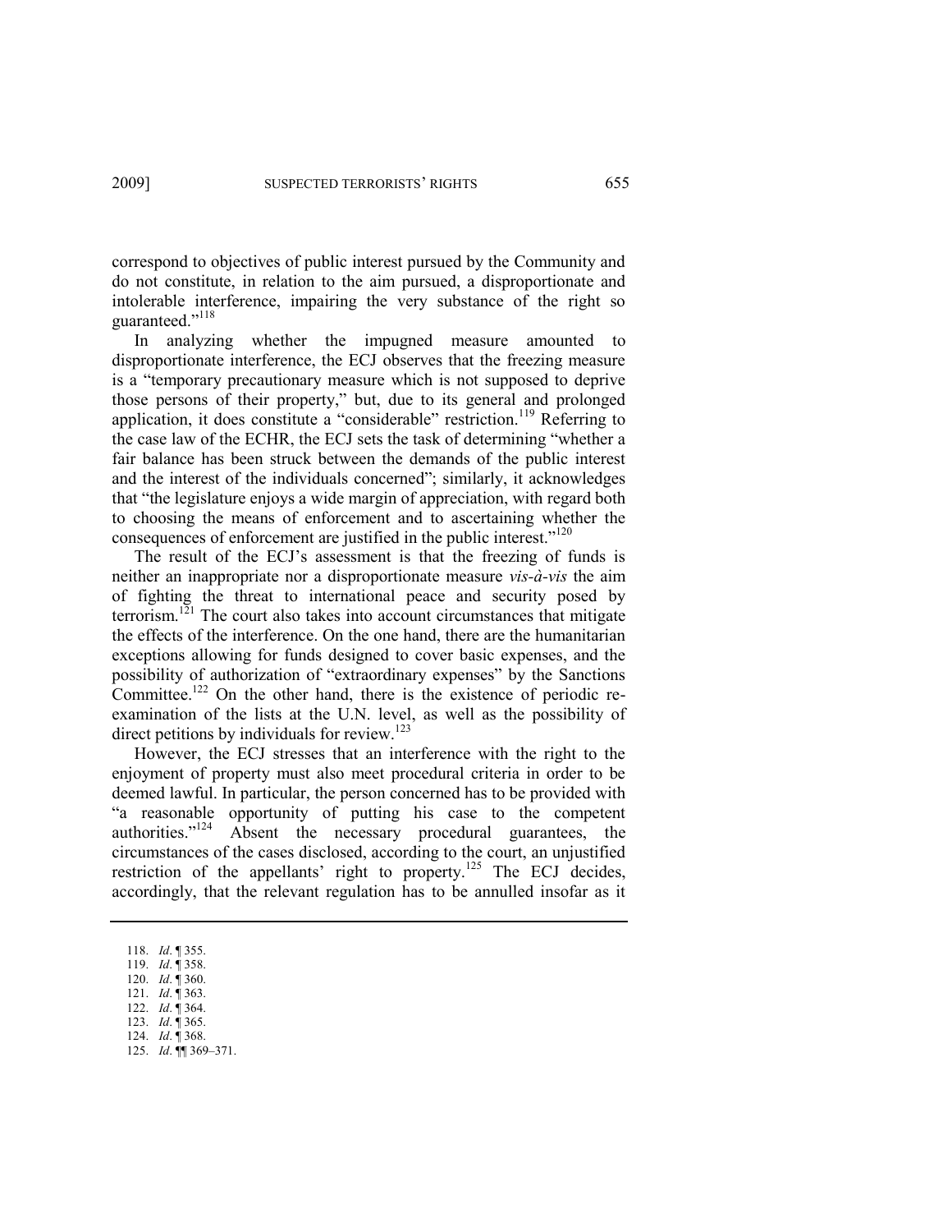correspond to objectives of public interest pursued by the Community and do not constitute, in relation to the aim pursued, a disproportionate and intolerable interference, impairing the very substance of the right so guaranteed."[118]

In analyzing whether the impugned measure amounted to disproportionate interference, the ECJ observes that the freezing measure is a "temporary precautionary measure which is not supposed to deprive those persons of their property," but, due to its general and prolonged application, it does constitute a "considerable" restriction.[119] Referring to the case law of the ECHR, the ECJ sets the task of determining "whether a fair balance has been struck between the demands of the public interest and the interest of the individuals concerned"; similarly, it acknowledges that "the legislature enjoys a wide margin of appreciation, with regard both to choosing the means of enforcement and to ascertaining whether the consequences of enforcement are justified in the public interest."[120]

The result of the ECJ's assessment is that the freezing of funds is neither an inappropriate nor a disproportionate measure *vis-à-vis* the aim of fighting the threat to international peace and security posed by terrorism.[121] The court also takes into account circumstances that mitigate the effects of the interference. On the one hand, there are the humanitarian exceptions allowing for funds designed to cover basic expenses, and the possibility of authorization of "extraordinary expenses" by the Sanctions Committee.[122] On the other hand, there is the existence of periodic re-examination of the lists at the U.N. level, as well as the possibility of direct petitions by individuals for review.[123]

However, the ECJ stresses that an interference with the right to the enjoyment of property must also meet procedural criteria in order to be deemed lawful. In particular, the person concerned has to be provided with "a reasonable opportunity of putting his case to the competent authorities."[124] Absent the necessary procedural guarantees, the circumstances of the cases disclosed, according to the court, an unjustified restriction of the appellants' right to property.[125] The ECJ decides, accordingly, that the relevant regulation has to be annulled insofar as it

---

118. *Id*. ¶ 355.
119. *Id*. ¶ 358.
120. *Id*. ¶ 360.
121. *Id*. ¶ 363.
122. *Id*. ¶ 364.
123. *Id*. ¶ 365.
124. *Id*. ¶ 368.
125. *Id*. ¶¶ 369–371.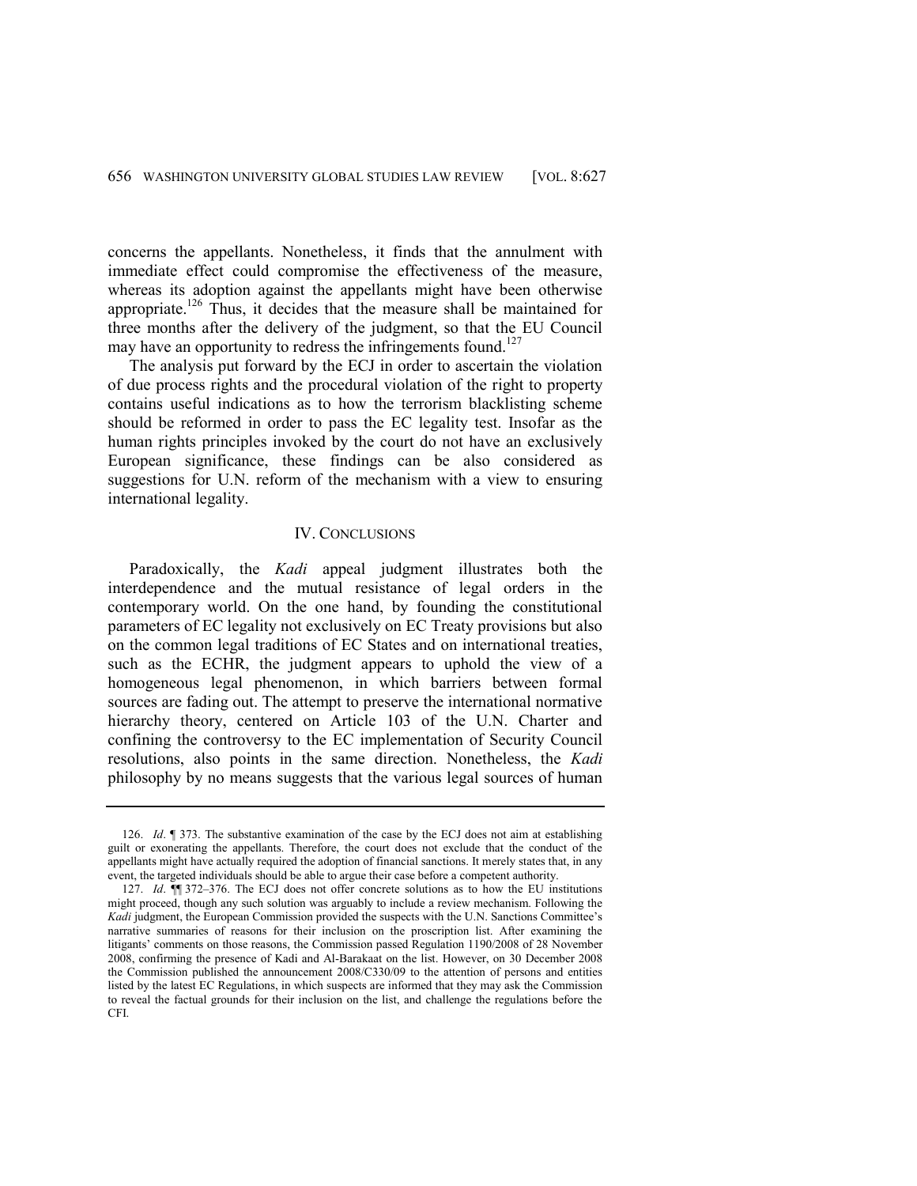concerns the appellants. Nonetheless, it finds that the annulment with immediate effect could compromise the effectiveness of the measure, whereas its adoption against the appellants might have been otherwise appropriate.[126] Thus, it decides that the measure shall be maintained for three months after the delivery of the judgment, so that the EU Council may have an opportunity to redress the infringements found.[127]

The analysis put forward by the ECJ in order to ascertain the violation of due process rights and the procedural violation of the right to property contains useful indications as to how the terrorism blacklisting scheme should be reformed in order to pass the EC legality test. Insofar as the human rights principles invoked by the court do not have an exclusively European significance, these findings can be also considered as suggestions for U.N. reform of the mechanism with a view to ensuring international legality.

## IV. CONCLUSIONS

Paradoxically, the *Kadi* appeal judgment illustrates both the interdependence and the mutual resistance of legal orders in the contemporary world. On the one hand, by founding the constitutional parameters of EC legality not exclusively on EC Treaty provisions but also on the common legal traditions of EC States and on international treaties, such as the ECHR, the judgment appears to uphold the view of a homogeneous legal phenomenon, in which barriers between formal sources are fading out. The attempt to preserve the international normative hierarchy theory, centered on Article 103 of the U.N. Charter and confining the controversy to the EC implementation of Security Council resolutions, also points in the same direction. Nonetheless, the *Kadi* philosophy by no means suggests that the various legal sources of human

---

126. *Id*. ¶ 373. The substantive examination of the case by the ECJ does not aim at establishing guilt or exonerating the appellants. Therefore, the court does not exclude that the conduct of the appellants might have actually required the adoption of financial sanctions. It merely states that, in any event, the targeted individuals should be able to argue their case before a competent authority.

127. *Id*. ¶¶ 372–376. The ECJ does not offer concrete solutions as to how the EU institutions might proceed, though any such solution was arguably to include a review mechanism. Following the *Kadi* judgment, the European Commission provided the suspects with the U.N. Sanctions Committee's narrative summaries of reasons for their inclusion on the proscription list. After examining the litigants' comments on those reasons, the Commission passed Regulation 1190/2008 of 28 November 2008, confirming the presence of Kadi and Al-Barakaat on the list. However, on 30 December 2008 the Commission published the announcement 2008/C330/09 to the attention of persons and entities listed by the latest EC Regulations, in which suspects are informed that they may ask the Commission to reveal the factual grounds for their inclusion on the list, and challenge the regulations before the CFI.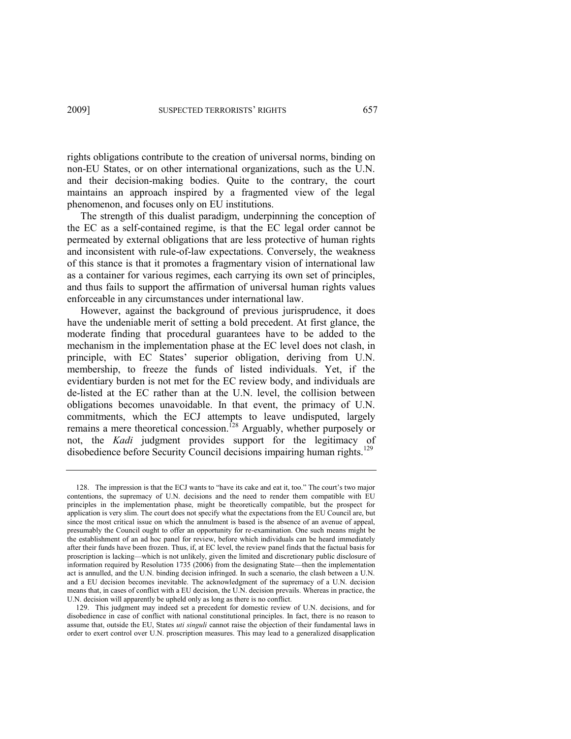rights obligations contribute to the creation of universal norms, binding on non-EU States, or on other international organizations, such as the U.N. and their decision-making bodies. Quite to the contrary, the court maintains an approach inspired by a fragmented view of the legal phenomenon, and focuses only on EU institutions.

The strength of this dualist paradigm, underpinning the conception of the EC as a self-contained regime, is that the EC legal order cannot be permeated by external obligations that are less protective of human rights and inconsistent with rule-of-law expectations. Conversely, the weakness of this stance is that it promotes a fragmentary vision of international law as a container for various regimes, each carrying its own set of principles, and thus fails to support the affirmation of universal human rights values enforceable in any circumstances under international law.

However, against the background of previous jurisprudence, it does have the undeniable merit of setting a bold precedent. At first glance, the moderate finding that procedural guarantees have to be added to the mechanism in the implementation phase at the EC level does not clash, in principle, with EC States' superior obligation, deriving from U.N. membership, to freeze the funds of listed individuals. Yet, if the evidentiary burden is not met for the EC review body, and individuals are de-listed at the EC rather than at the U.N. level, the collision between obligations becomes unavoidable. In that event, the primacy of U.N. commitments, which the ECJ attempts to leave undisputed, largely remains a mere theoretical concession.[128] Arguably, whether purposely or not, the *Kadi* judgment provides support for the legitimacy of disobedience before Security Council decisions impairing human rights.[129]

---

128. The impression is that the ECJ wants to "have its cake and eat it, too." The court's two major contentions, the supremacy of U.N. decisions and the need to render them compatible with EU principles in the implementation phase, might be theoretically compatible, but the prospect for application is very slim. The court does not specify what the expectations from the EU Council are, but since the most critical issue on which the annulment is based is the absence of an avenue of appeal, presumably the Council ought to offer an opportunity for re-examination. One such means might be the establishment of an ad hoc panel for review, before which individuals can be heard immediately after their funds have been frozen. Thus, if, at EC level, the review panel finds that the factual basis for proscription is lacking—which is not unlikely, given the limited and discretionary public disclosure of information required by Resolution 1735 (2006) from the designating State—then the implementation act is annulled, and the U.N. binding decision infringed. In such a scenario, the clash between a U.N. and a EU decision becomes inevitable. The acknowledgment of the supremacy of a U.N. decision means that, in cases of conflict with a EU decision, the U.N. decision prevails. Whereas in practice, the U.N. decision will apparently be upheld only as long as there is no conflict.

129. This judgment may indeed set a precedent for domestic review of U.N. decisions, and for disobedience in case of conflict with national constitutional principles. In fact, there is no reason to assume that, outside the EU, States *uti singuli* cannot raise the objection of their fundamental laws in order to exert control over U.N. proscription measures. This may lead to a generalized disapplication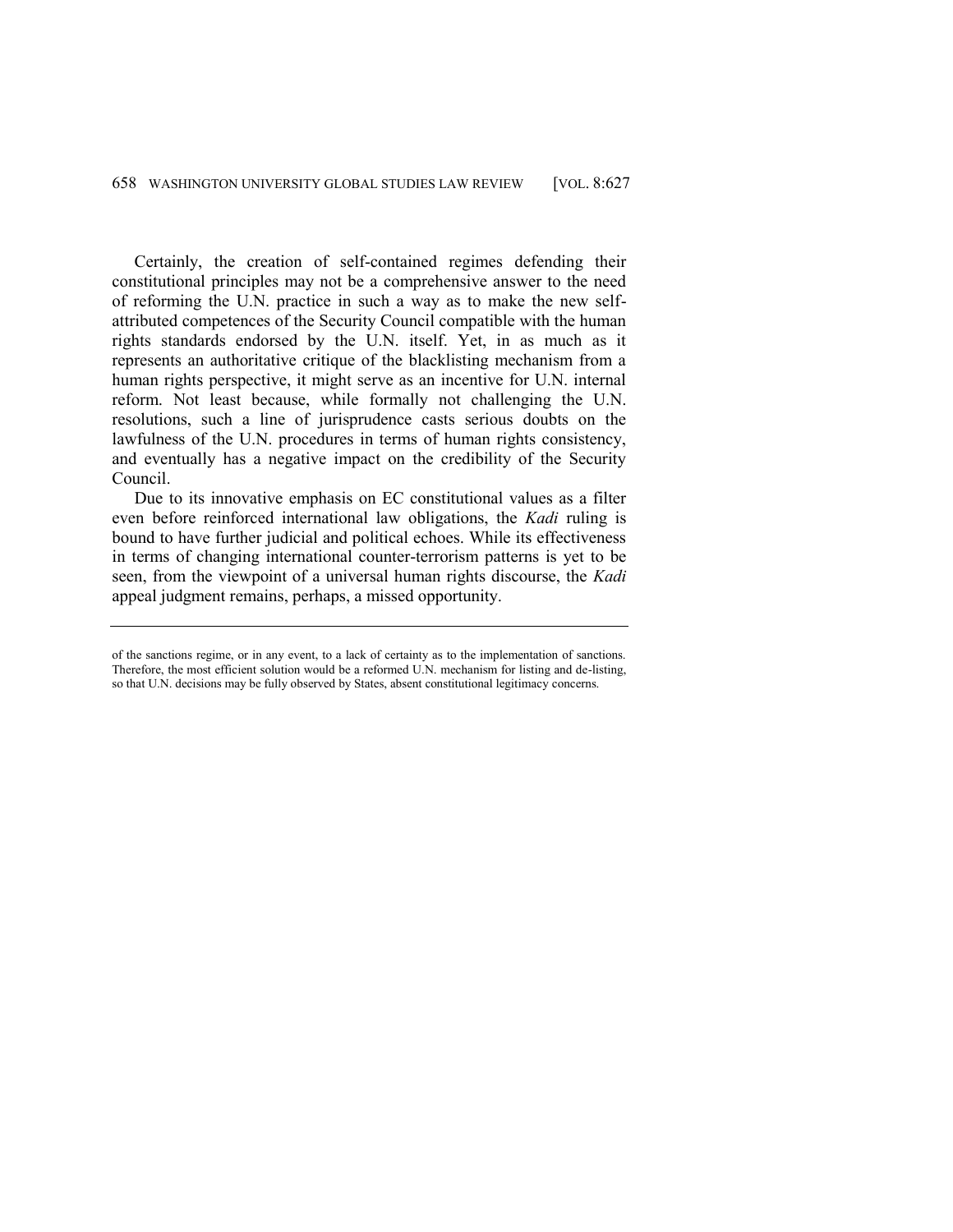Certainly, the creation of self-contained regimes defending their constitutional principles may not be a comprehensive answer to the need of reforming the U.N. practice in such a way as to make the new self-attributed competences of the Security Council compatible with the human rights standards endorsed by the U.N. itself. Yet, in as much as it represents an authoritative critique of the blacklisting mechanism from a human rights perspective, it might serve as an incentive for U.N. internal reform. Not least because, while formally not challenging the U.N. resolutions, such a line of jurisprudence casts serious doubts on the lawfulness of the U.N. procedures in terms of human rights consistency, and eventually has a negative impact on the credibility of the Security Council.

Due to its innovative emphasis on EC constitutional values as a filter even before reinforced international law obligations, the *Kadi* ruling is bound to have further judicial and political echoes. While its effectiveness in terms of changing international counter-terrorism patterns is yet to be seen, from the viewpoint of a universal human rights discourse, the *Kadi* appeal judgment remains, perhaps, a missed opportunity.

---

of the sanctions regime, or in any event, to a lack of certainty as to the implementation of sanctions. Therefore, the most efficient solution would be a reformed U.N. mechanism for listing and de-listing, so that U.N. decisions may be fully observed by States, absent constitutional legitimacy concerns.